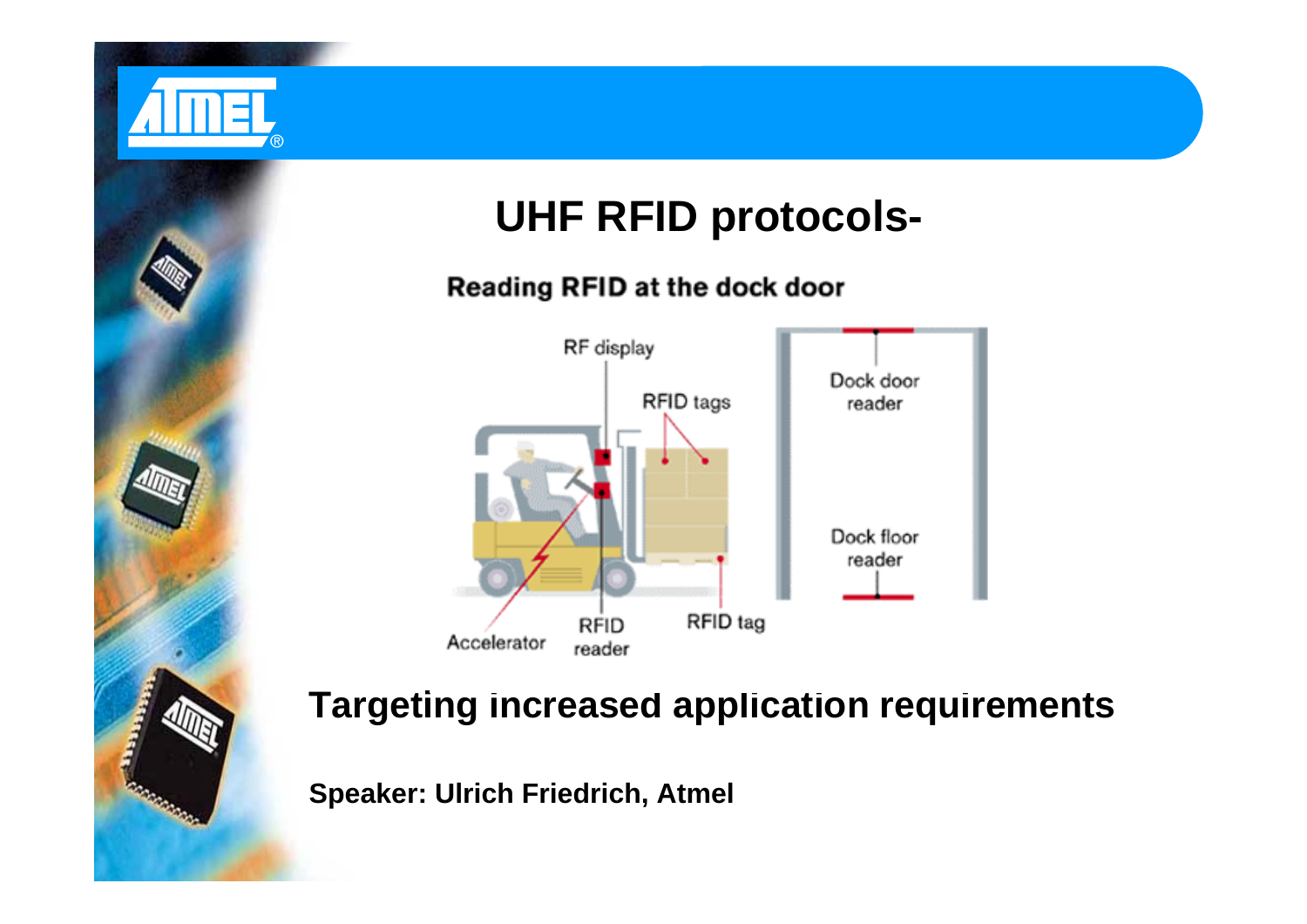# UHF RFID protocols-

Reading RFID at the dock door

RF display

RFID tags

Dock door reader

Dock floor reader

Accelerator

RFID reader

RFID tag

## Targeting increased application requirements

**Speaker: Ulrich Friedrich, Atmel**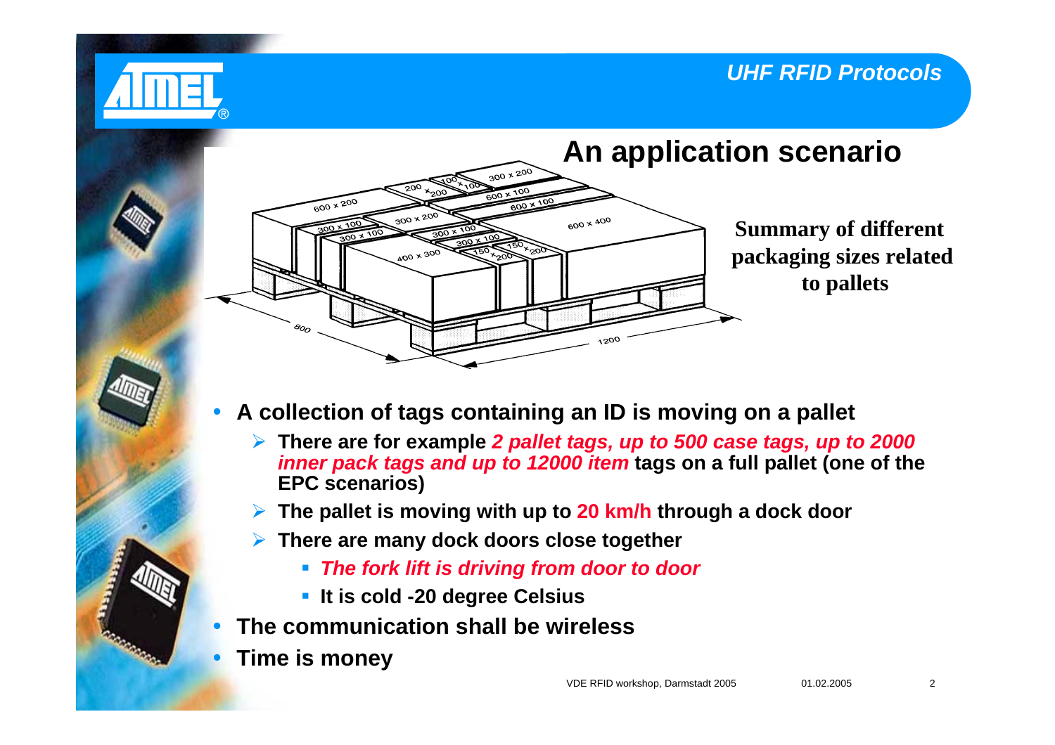## An application scenario

**Summary of different packaging sizes related to pallets**

- **A collection of tags containing an ID is moving on a pallet**
  - **There are for example *2 pallet tags, up to 500 case tags, up to 2000 inner pack tags and up to 12000 item* tags on a full pallet (one of the EPC scenarios)**
  - **The pallet is moving with up to 20 km/h through a dock door**
  - **There are many dock doors close together**
    - ***The fork lift is driving from door to door***
    - **It is cold -20 degree Celsius**
- **The communication shall be wireless**
- **Time is money**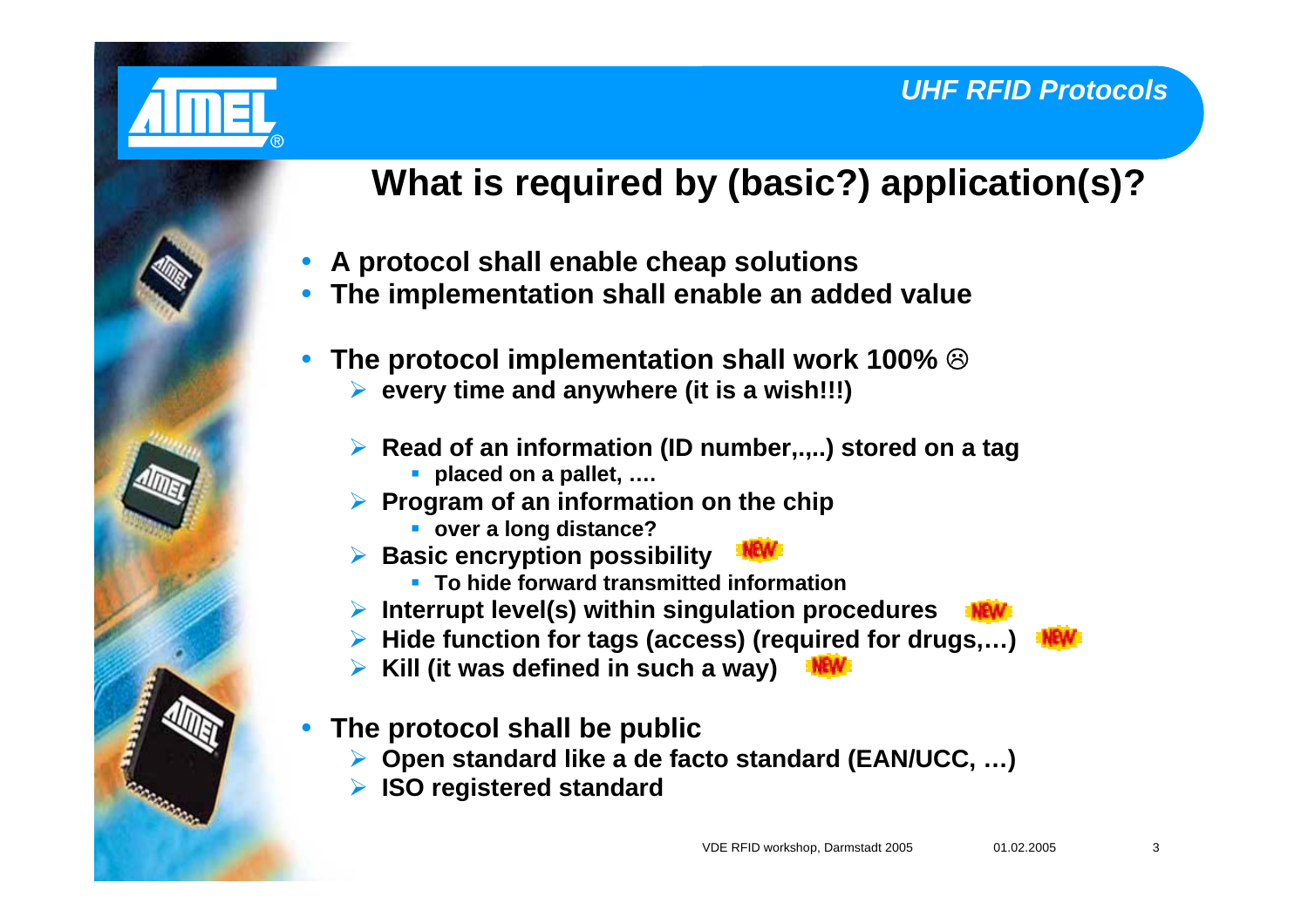# What is required by (basic?) application(s)?

- A protocol shall enable cheap solutions
- The implementation shall enable an added value
- The protocol implementation shall work 100% ☹
  - every time and anywhere (it is a wish!!!)
  - Read of an information (ID number,.,..) stored on a tag
    - placed on a pallet, ….
  - Program of an information on the chip
    - over a long distance?
  - Basic encryption possibility NEW
    - To hide forward transmitted information
  - Interrupt level(s) within singulation procedures NEW
  - Hide function for tags (access) (required for drugs,…) NEW
  - Kill (it was defined in such a way) NEW
- The protocol shall be public
  - Open standard like a de facto standard (EAN/UCC, …)
  - ISO registered standard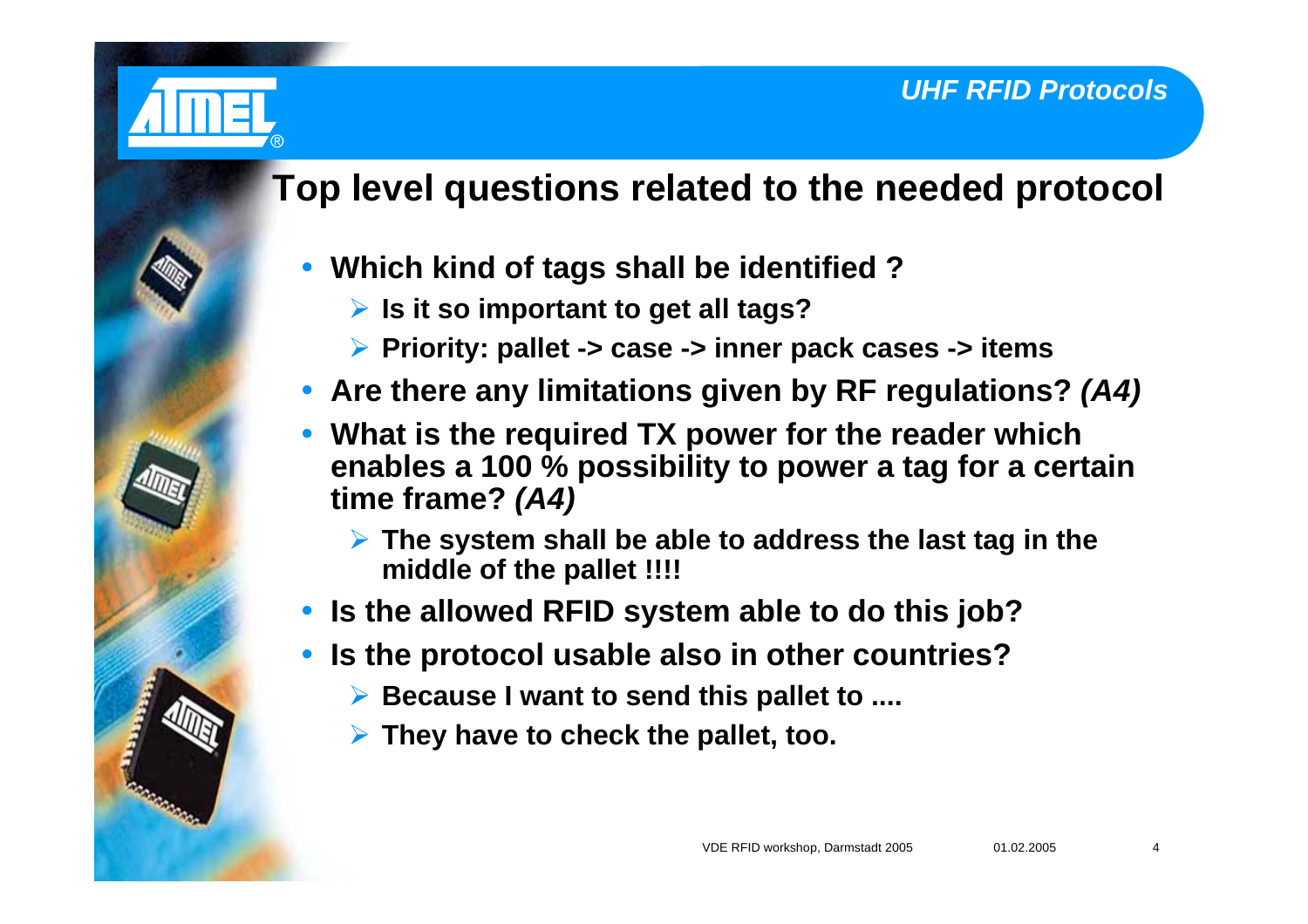## Top level questions related to the needed protocol

- **Which kind of tags shall be identified ?**
  - **Is it so important to get all tags?**
  - **Priority: pallet -> case -> inner pack cases -> items**
- **Are there any limitations given by RF regulations? *(A4)***
- **What is the required TX power for the reader which enables a 100 % possibility to power a tag for a certain time frame? *(A4)***
  - **The system shall be able to address the last tag in the middle of the pallet !!!!**
- **Is the allowed RFID system able to do this job?**
- **Is the protocol usable also in other countries?**
  - **Because I want to send this pallet to ....**
  - **They have to check the pallet, too.**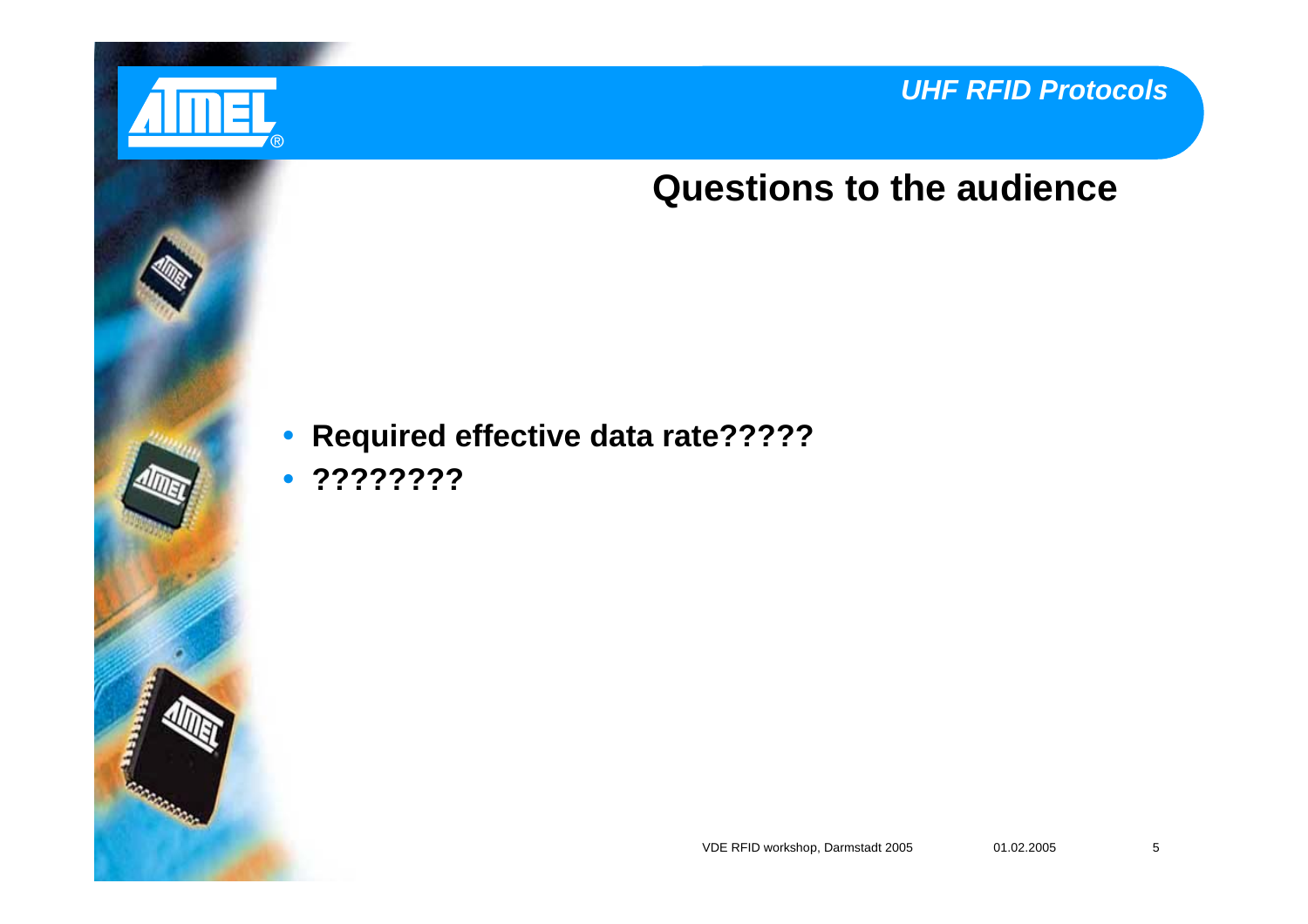## Questions to the audience

- **Required effective data rate?????**
- **????????**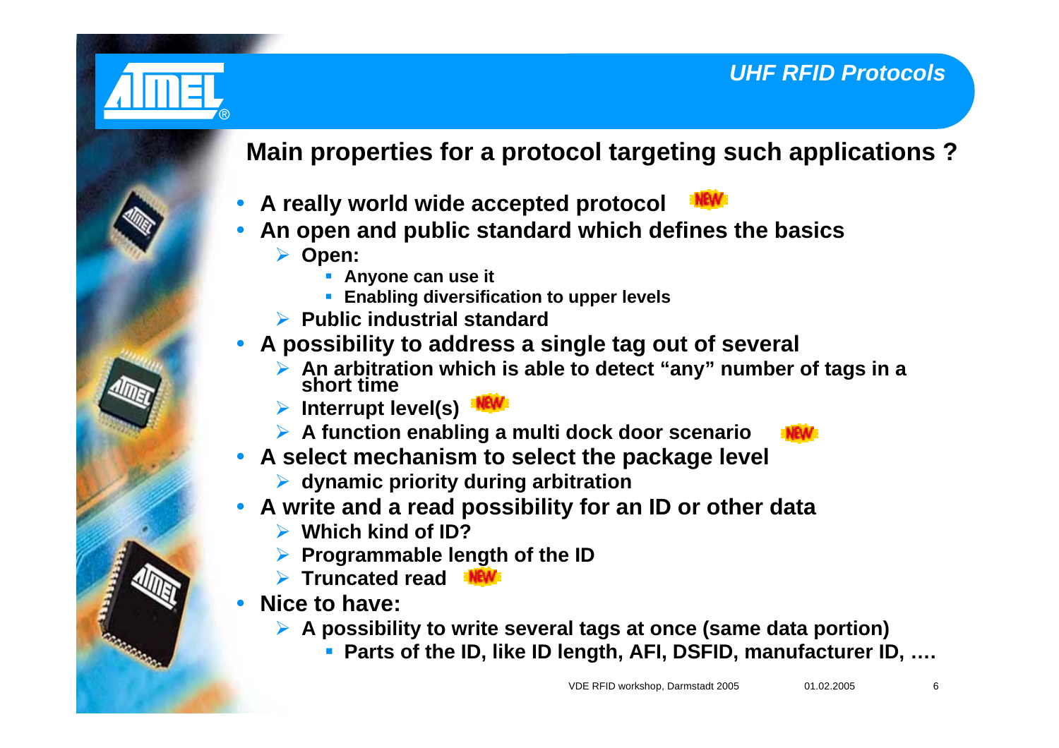## Main properties for a protocol targeting such applications ?

- **A really world wide accepted protocol** NEW
- **An open and public standard which defines the basics**
  - **Open:**
    - **Anyone can use it**
    - **Enabling diversification to upper levels**
  - **Public industrial standard**
- **A possibility to address a single tag out of several**
  - **An arbitration which is able to detect "any" number of tags in a short time**
  - **Interrupt level(s)** NEW
  - **A function enabling a multi dock door scenario** NEW
- **A select mechanism to select the package level**
  - **dynamic priority during arbitration**
- **A write and a read possibility for an ID or other data**
  - **Which kind of ID?**
  - **Programmable length of the ID**
  - **Truncated read** NEW
- **Nice to have:**
  - **A possibility to write several tags at once (same data portion)**
    - **Parts of the ID, like ID length, AFI, DSFID, manufacturer ID, ….**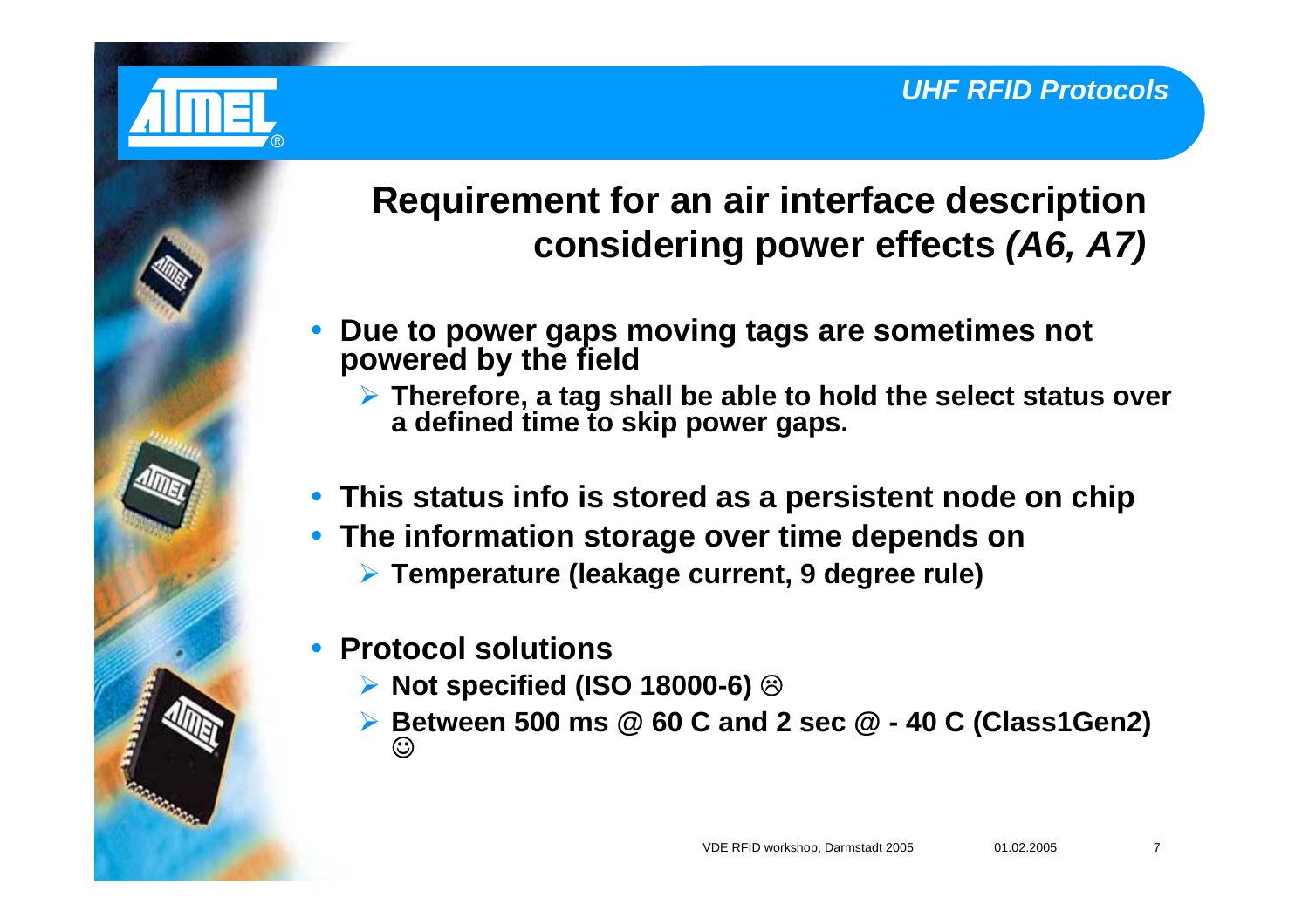# Requirement for an air interface description considering power effects *(A6, A7)*

- **Due to power gaps moving tags are sometimes not powered by the field**
  - **Therefore, a tag shall be able to hold the select status over a defined time to skip power gaps.**
- **This status info is stored as a persistent node on chip**
- **The information storage over time depends on**
  - **Temperature (leakage current, 9 degree rule)**
- **Protocol solutions**
  - **Not specified (ISO 18000-6)** ☹
  - **Between 500 ms @ 60 C and 2 sec @ - 40 C (Class1Gen2)** ☺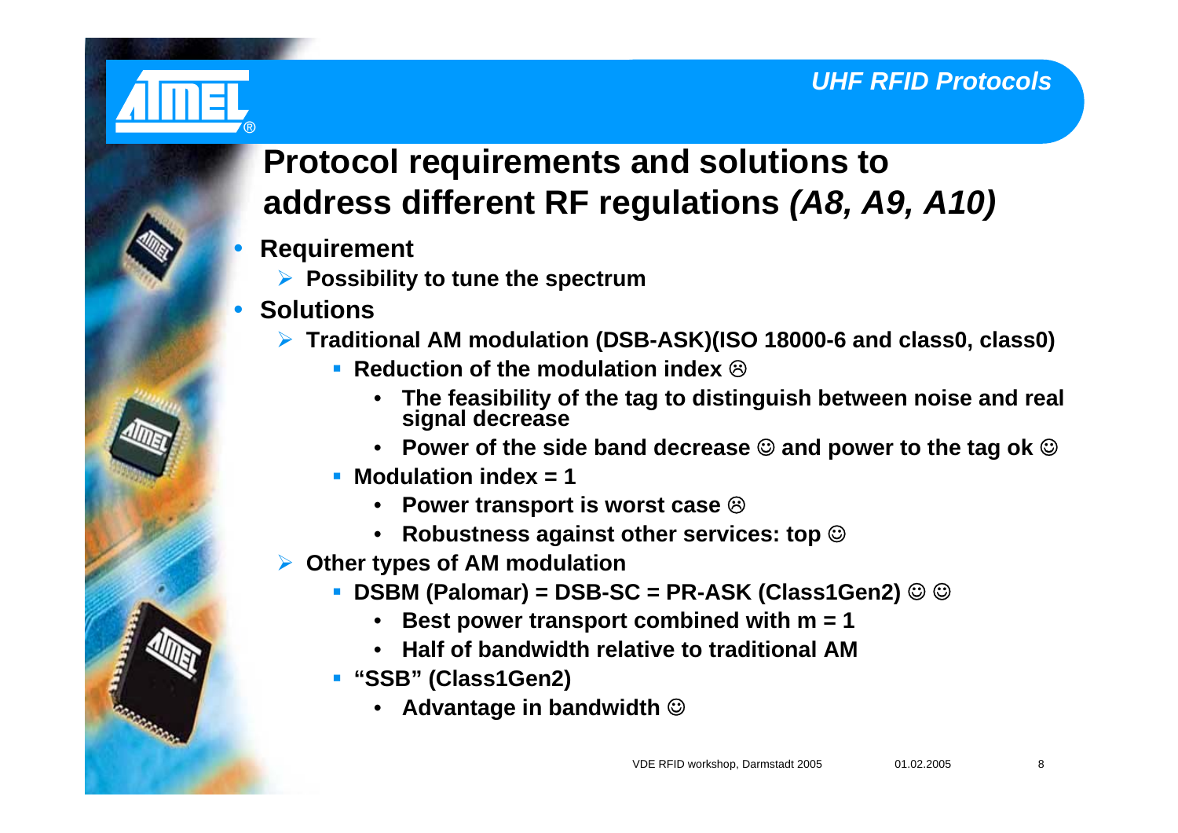# Protocol requirements and solutions to address different RF regulations *(A8, A9, A10)*

- **Requirement**
  - **Possibility to tune the spectrum**
- **Solutions**
  - **Traditional AM modulation (DSB-ASK)(ISO 18000-6 and class0, class0)**
    - **Reduction of the modulation index ☹**
      - **The feasibility of the tag to distinguish between noise and real signal decrease**
      - **Power of the side band decrease ☺ and power to the tag ok ☺**
    - **Modulation index = 1**
      - **Power transport is worst case ☹**
      - **Robustness against other services: top ☺**
  - **Other types of AM modulation**
    - **DSBM (Palomar) = DSB-SC = PR-ASK (Class1Gen2) ☺ ☺**
      - **Best power transport combined with m = 1**
      - **Half of bandwidth relative to traditional AM**
    - **"SSB" (Class1Gen2)**
      - **Advantage in bandwidth ☺**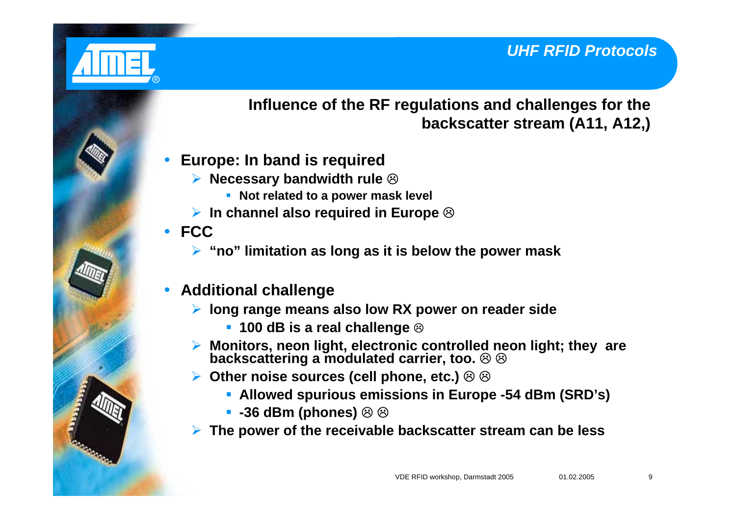## Influence of the RF regulations and challenges for the backscatter stream (A11, A12,)

- **Europe: In band is required**
  - **Necessary bandwidth rule ☹**
    - **Not related to a power mask level**
  - **In channel also required in Europe ☹**
- **FCC**
  - **"no" limitation as long as it is below the power mask**

- **Additional challenge**
  - **long range means also low RX power on reader side**
    - **100 dB is a real challenge ☹**
  - **Monitors, neon light, electronic controlled neon light; they are backscattering a modulated carrier, too. ☹ ☹**
  - **Other noise sources (cell phone, etc.) ☹ ☹**
    - **Allowed spurious emissions in Europe -54 dBm (SRD's)**
    - **-36 dBm (phones) ☹ ☹**
  - **The power of the receivable backscatter stream can be less**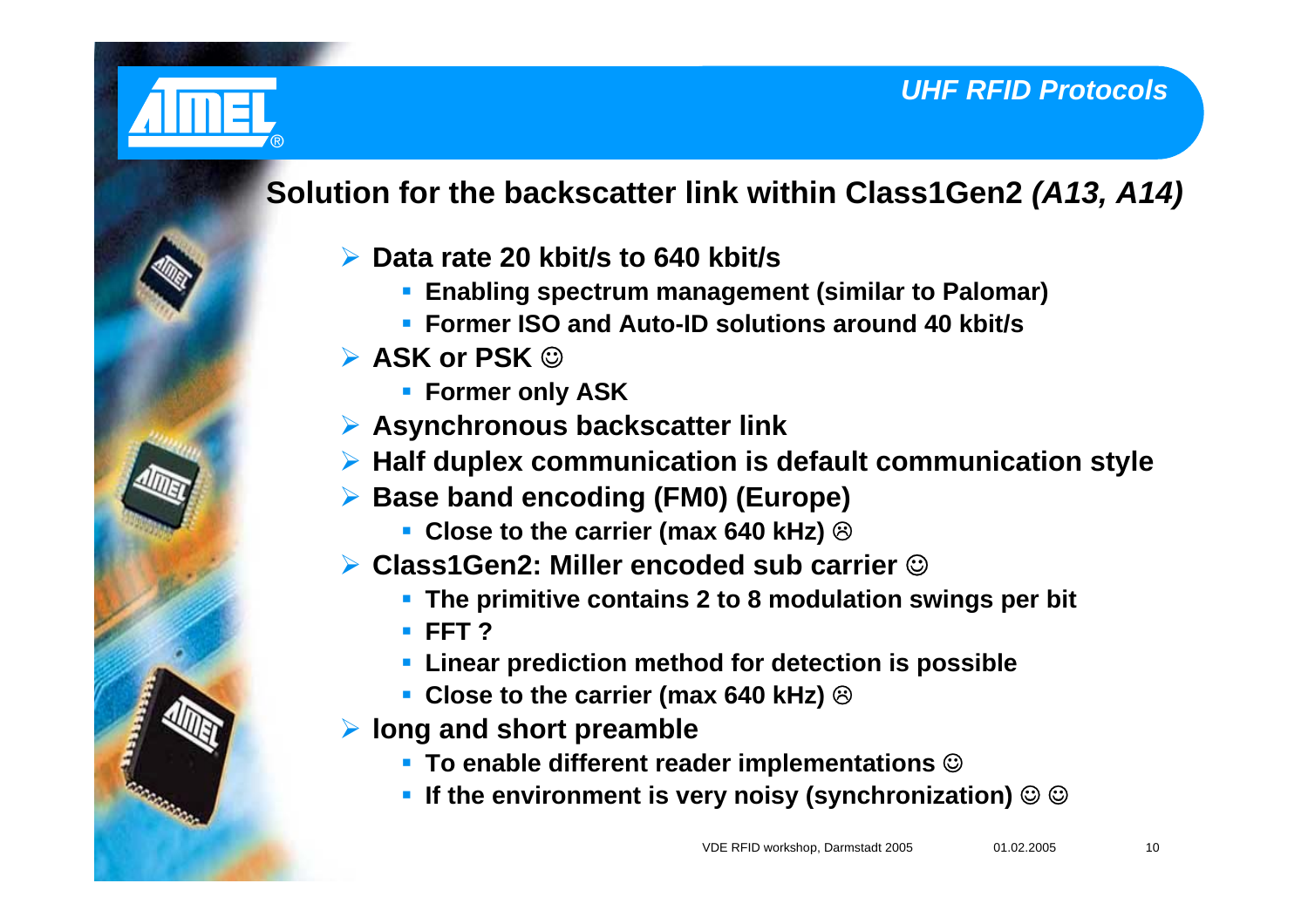## Solution for the backscatter link within Class1Gen2 *(A13, A14)*

- **Data rate 20 kbit/s to 640 kbit/s**
  - **Enabling spectrum management (similar to Palomar)**
  - **Former ISO and Auto-ID solutions around 40 kbit/s**
- **ASK or PSK ☺**
  - **Former only ASK**
- **Asynchronous backscatter link**
- **Half duplex communication is default communication style**
- **Base band encoding (FM0) (Europe)**
  - **Close to the carrier (max 640 kHz) ☹**
- **Class1Gen2: Miller encoded sub carrier ☺**
  - **The primitive contains 2 to 8 modulation swings per bit**
  - **FFT ?**
  - **Linear prediction method for detection is possible**
  - **Close to the carrier (max 640 kHz) ☹**
- **long and short preamble**
  - **To enable different reader implementations ☺**
  - **If the environment is very noisy (synchronization) ☺ ☺**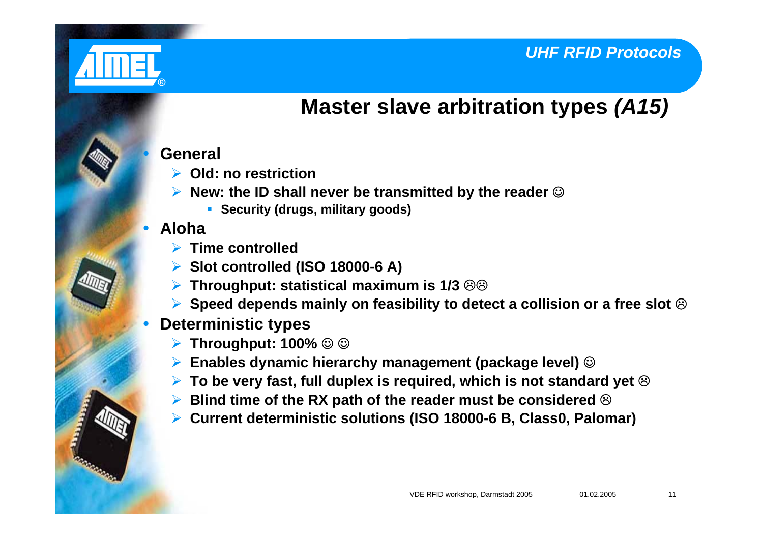## Master slave arbitration types *(A15)*

- **General**
  - **Old: no restriction**
  - **New: the ID shall never be transmitted by the reader ☺**
    - **Security (drugs, military goods)**
- **Aloha**
  - **Time controlled**
  - **Slot controlled (ISO 18000-6 A)**
  - **Throughput: statistical maximum is 1/3 ☹☹**
  - **Speed depends mainly on feasibility to detect a collision or a free slot ☹**
- **Deterministic types**
  - **Throughput: 100% ☺ ☺**
  - **Enables dynamic hierarchy management (package level) ☺**
  - **To be very fast, full duplex is required, which is not standard yet ☹**
  - **Blind time of the RX path of the reader must be considered ☹**
  - **Current deterministic solutions (ISO 18000-6 B, Class0, Palomar)**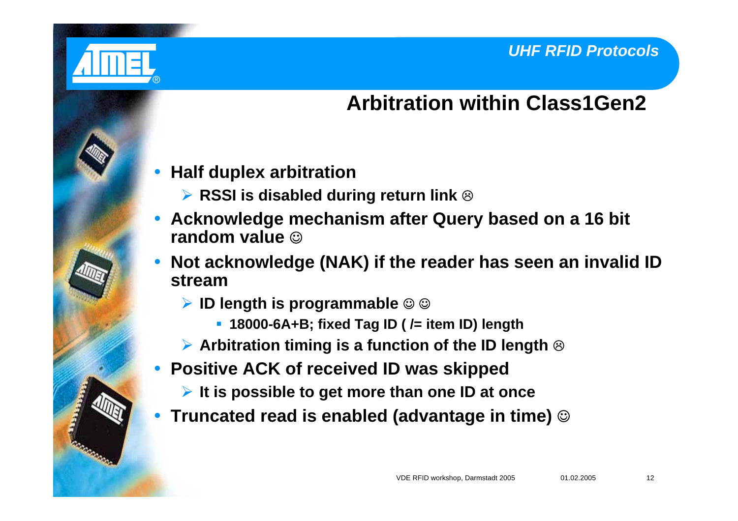# Arbitration within Class1Gen2

- **Half duplex arbitration**
  - **RSSI is disabled during return link ☹**
- **Acknowledge mechanism after Query based on a 16 bit random value ☺**
- **Not acknowledge (NAK) if the reader has seen an invalid ID stream**
  - **ID length is programmable ☺ ☺**
    - **18000-6A+B; fixed Tag ID ( /= item ID) length**
  - **Arbitration timing is a function of the ID length ☹**
- **Positive ACK of received ID was skipped**
  - **It is possible to get more than one ID at once**
- **Truncated read is enabled (advantage in time) ☺**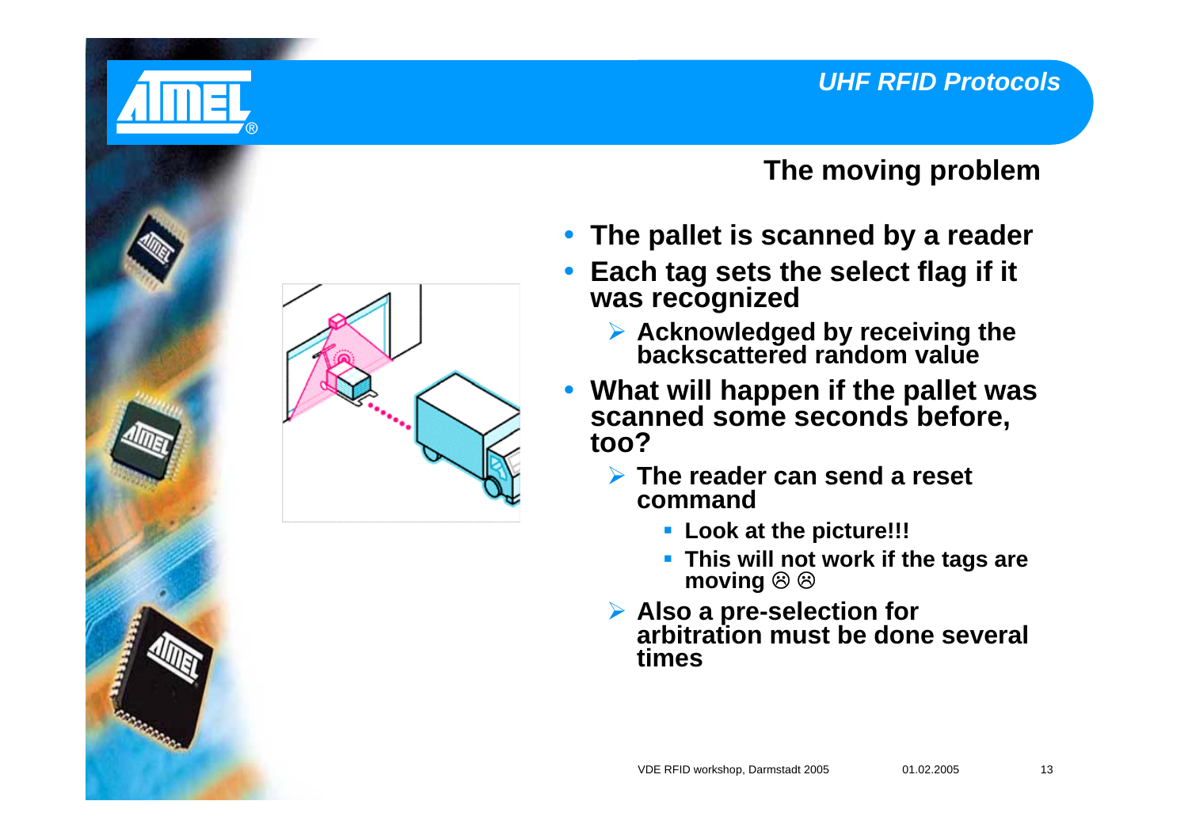## The moving problem

- The pallet is scanned by a reader
- Each tag sets the select flag if it was recognized
  - Acknowledged by receiving the backscattered random value
- What will happen if the pallet was scanned some seconds before, too?
  - The reader can send a reset command
    - Look at the picture!!!
    - This will not work if the tags are moving ☹ ☹
  - Also a pre-selection for arbitration must be done several times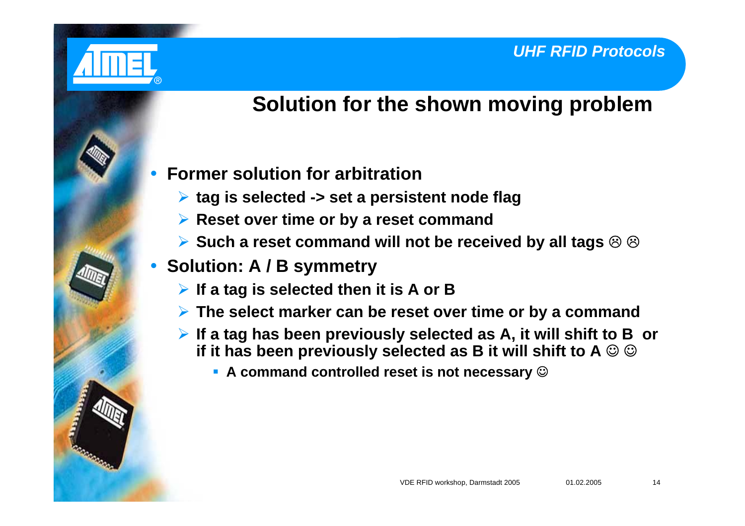## Solution for the shown moving problem

- **Former solution for arbitration**
  - **tag is selected -> set a persistent node flag**
  - **Reset over time or by a reset command**
  - **Such a reset command will not be received by all tags ☹ ☹**
- **Solution: A / B symmetry**
  - **If a tag is selected then it is A or B**
  - **The select marker can be reset over time or by a command**
  - **If a tag has been previously selected as A, it will shift to B or if it has been previously selected as B it will shift to A ☺ ☺**
    - **A command controlled reset is not necessary ☺**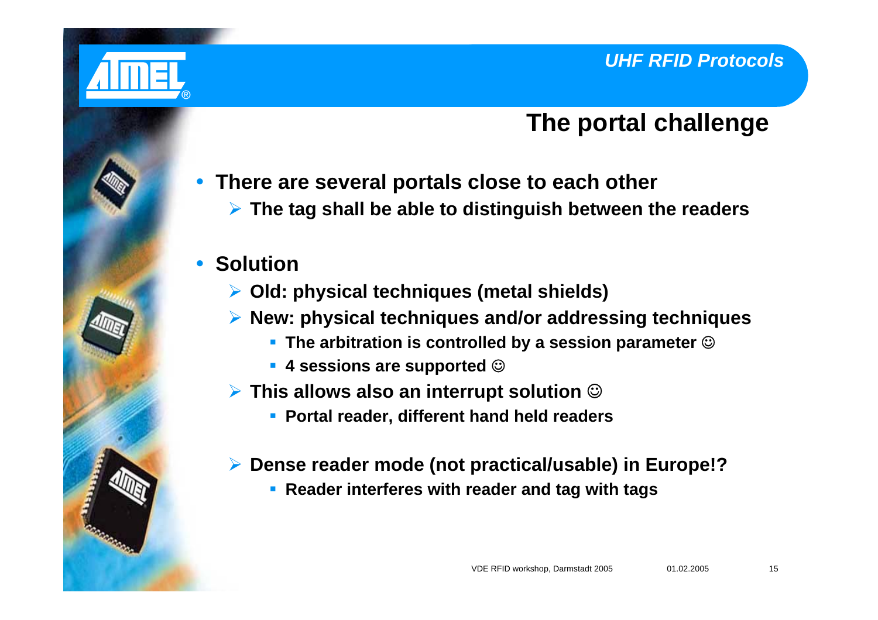# The portal challenge

- **There are several portals close to each other**
  - **The tag shall be able to distinguish between the readers**

- **Solution**
  - **Old: physical techniques (metal shields)**
  - **New: physical techniques and/or addressing techniques**
    - **The arbitration is controlled by a session parameter ☺**
    - **4 sessions are supported ☺**
  - **This allows also an interrupt solution ☺**
    - **Portal reader, different hand held readers**

  - **Dense reader mode (not practical/usable) in Europe!?**
    - **Reader interferes with reader and tag with tags**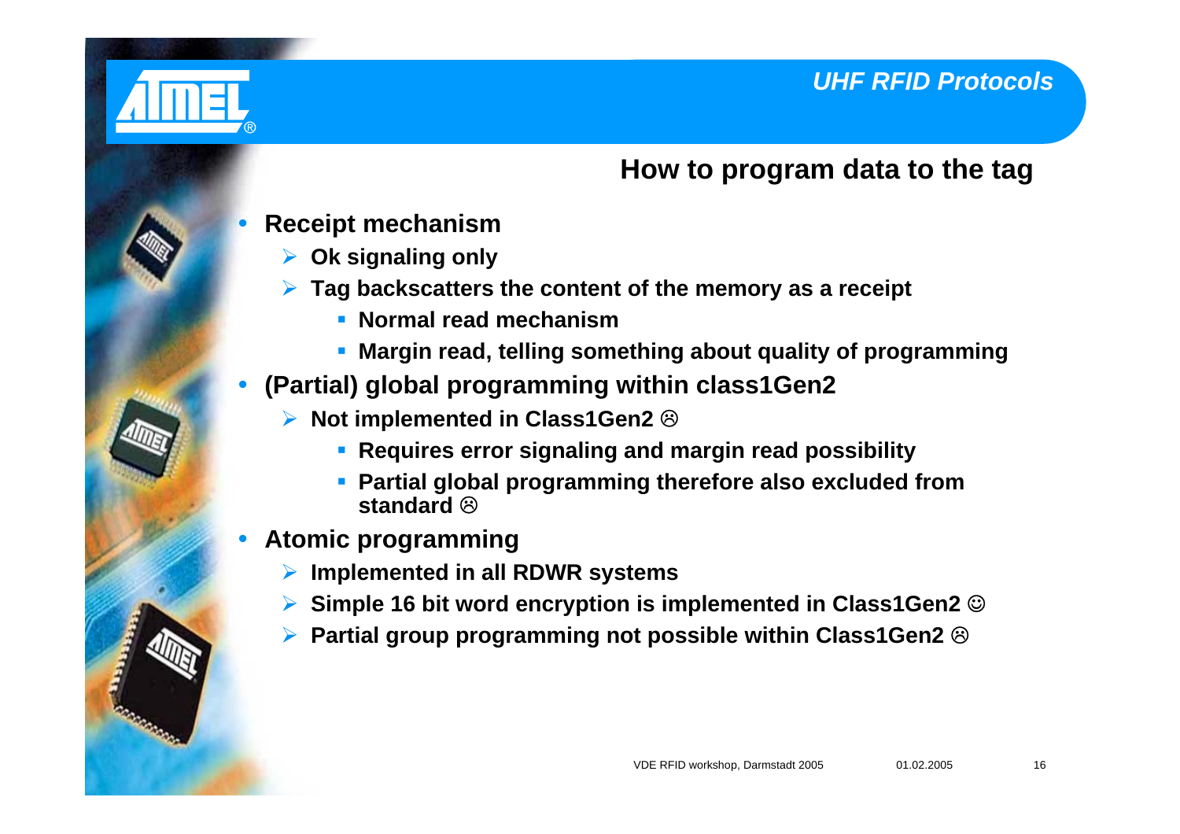## How to program data to the tag

- **Receipt mechanism**
  - **Ok signaling only**
  - **Tag backscatters the content of the memory as a receipt**
    - **Normal read mechanism**
    - **Margin read, telling something about quality of programming**
- **(Partial) global programming within class1Gen2**
  - **Not implemented in Class1Gen2 ☹**
    - **Requires error signaling and margin read possibility**
    - **Partial global programming therefore also excluded from standard ☹**
- **Atomic programming**
  - **Implemented in all RDWR systems**
  - **Simple 16 bit word encryption is implemented in Class1Gen2 ☺**
  - **Partial group programming not possible within Class1Gen2 ☹**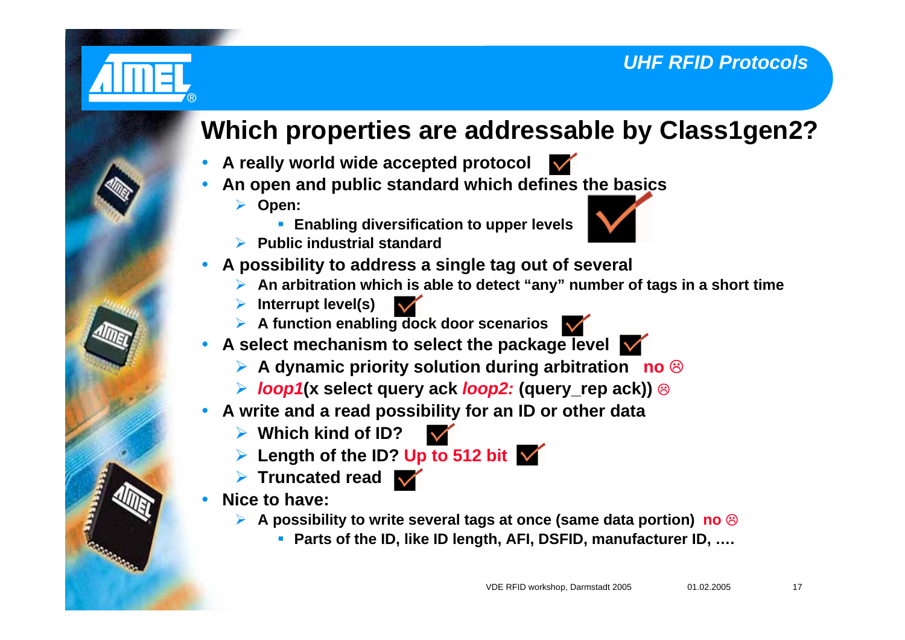# Which properties are addressable by Class1gen2?

- **A really world wide accepted protocol** ✓
- **An open and public standard which defines the basics** ✓
  - **Open:**
    - **Enabling diversification to upper levels**
  - **Public industrial standard**
- **A possibility to address a single tag out of several**
  - **An arbitration which is able to detect "any" number of tags in a short time**
  - **Interrupt level(s)** ✓
  - **A function enabling dock door scenarios** ✓
- **A select mechanism to select the package level** ✓
  - **A dynamic priority solution during arbitration no ☹**
  - ***loop1*(x select query ack *loop2:* (query_rep ack)) ☹**
- **A write and a read possibility for an ID or other data**
  - **Which kind of ID?** ✓
  - **Length of the ID? Up to 512 bit** ✓
  - **Truncated read** ✓
- **Nice to have:**
  - **A possibility to write several tags at once (same data portion) no ☹**
    - **Parts of the ID, like ID length, AFI, DSFID, manufacturer ID, ….**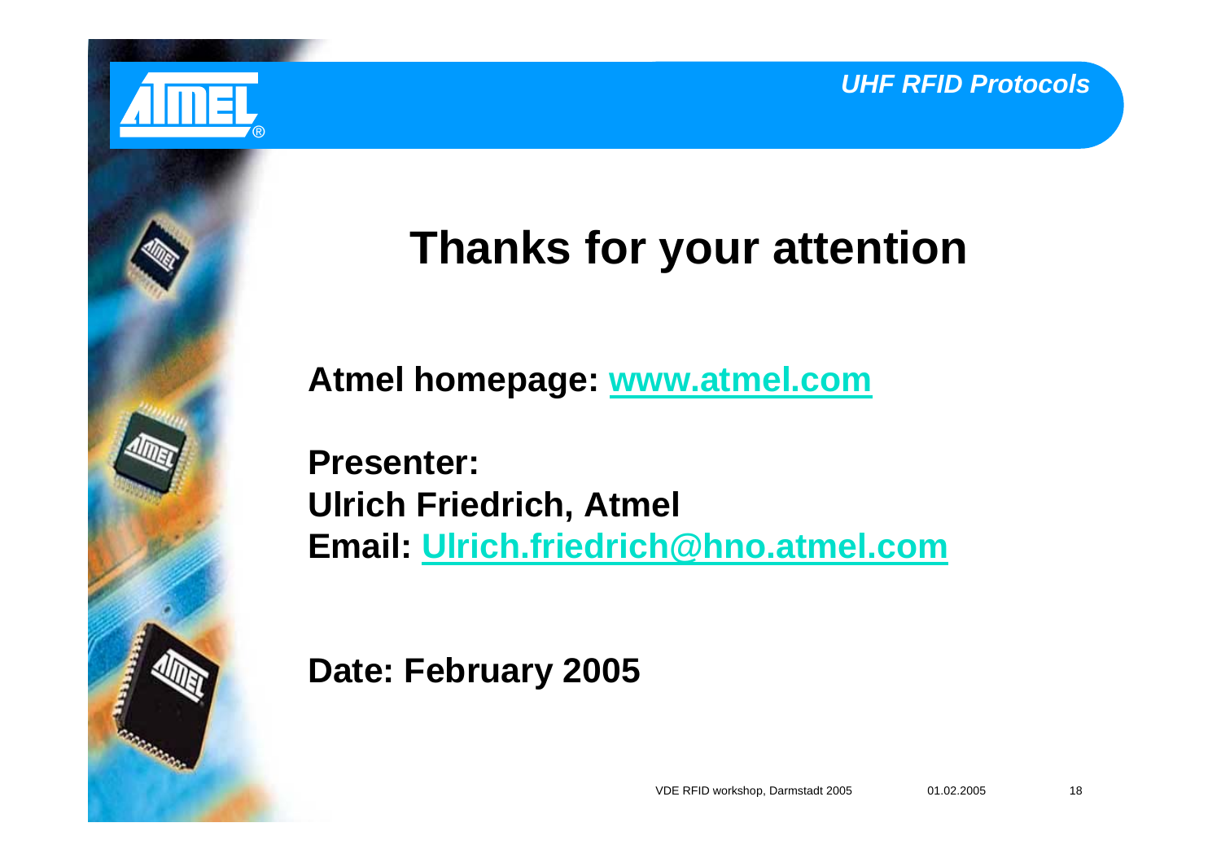# Thanks for your attention

**Atmel homepage: [www.atmel.com](http://www.atmel.com)**

**Presenter:**
**Ulrich Friedrich, Atmel**
**Email: [Ulrich.friedrich@hno.atmel.com](mailto:Ulrich.friedrich@hno.atmel.com)**

**Date: February 2005**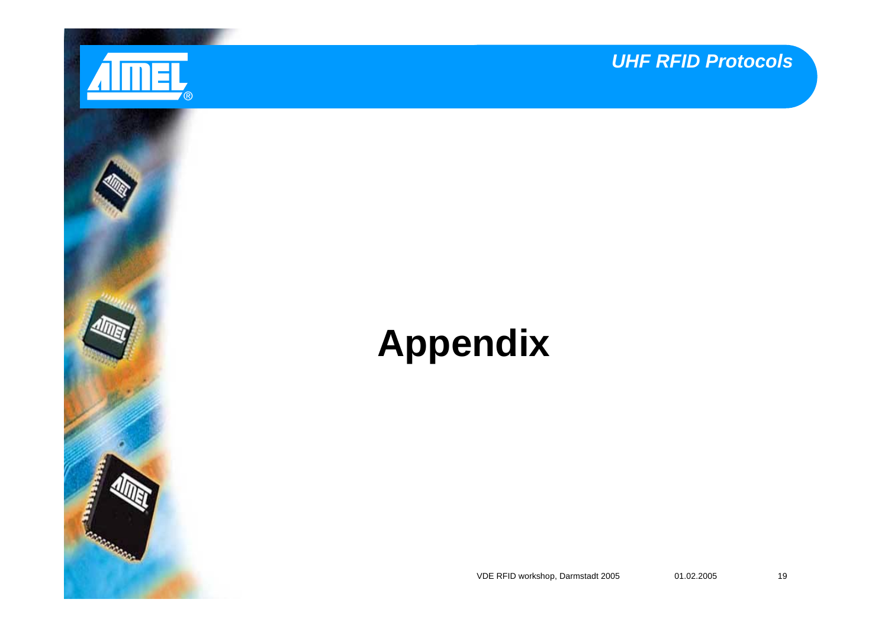# Appendix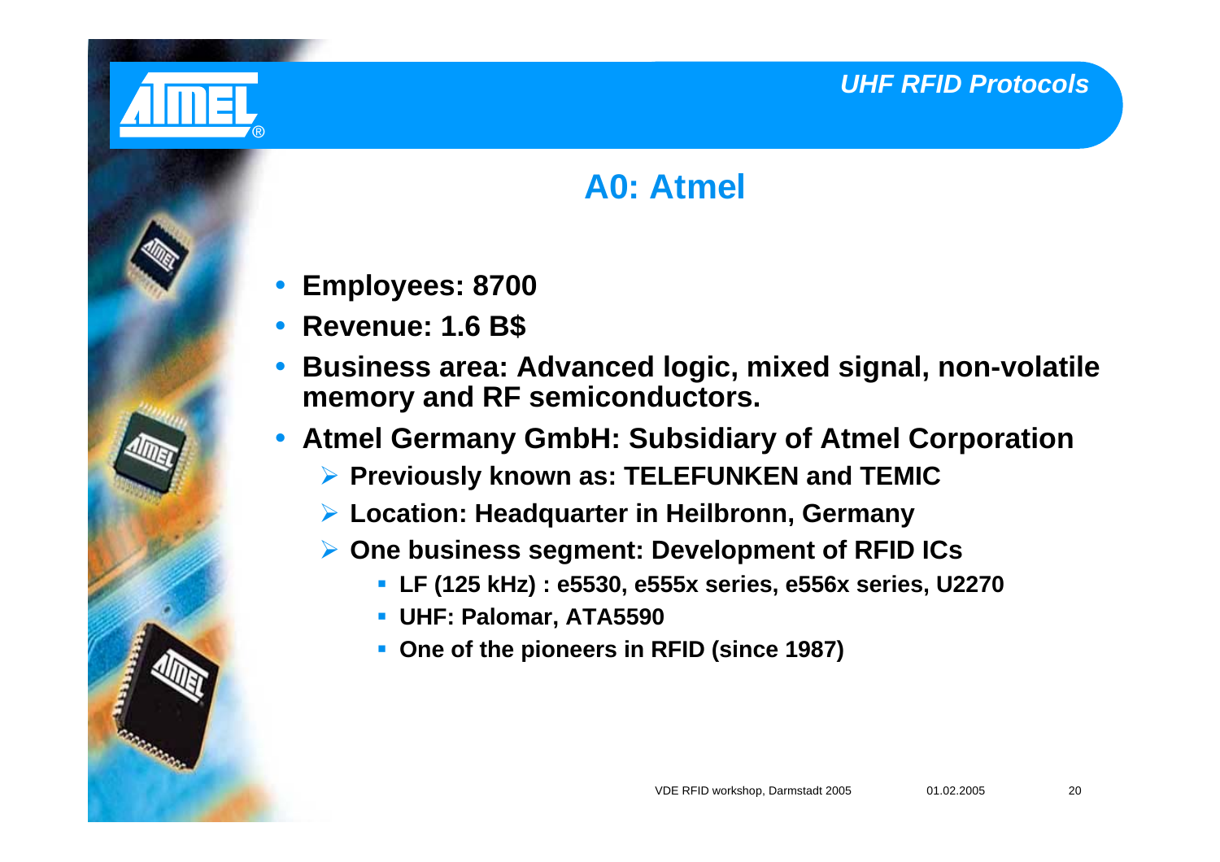## A0: Atmel

- **Employees: 8700**
- **Revenue: 1.6 B$**
- **Business area: Advanced logic, mixed signal, non-volatile memory and RF semiconductors.**
- **Atmel Germany GmbH: Subsidiary of Atmel Corporation**
  - **Previously known as: TELEFUNKEN and TEMIC**
  - **Location: Headquarter in Heilbronn, Germany**
  - **One business segment: Development of RFID ICs**
    - **LF (125 kHz) : e5530, e555x series, e556x series, U2270**
    - **UHF: Palomar, ATA5590**
    - **One of the pioneers in RFID (since 1987)**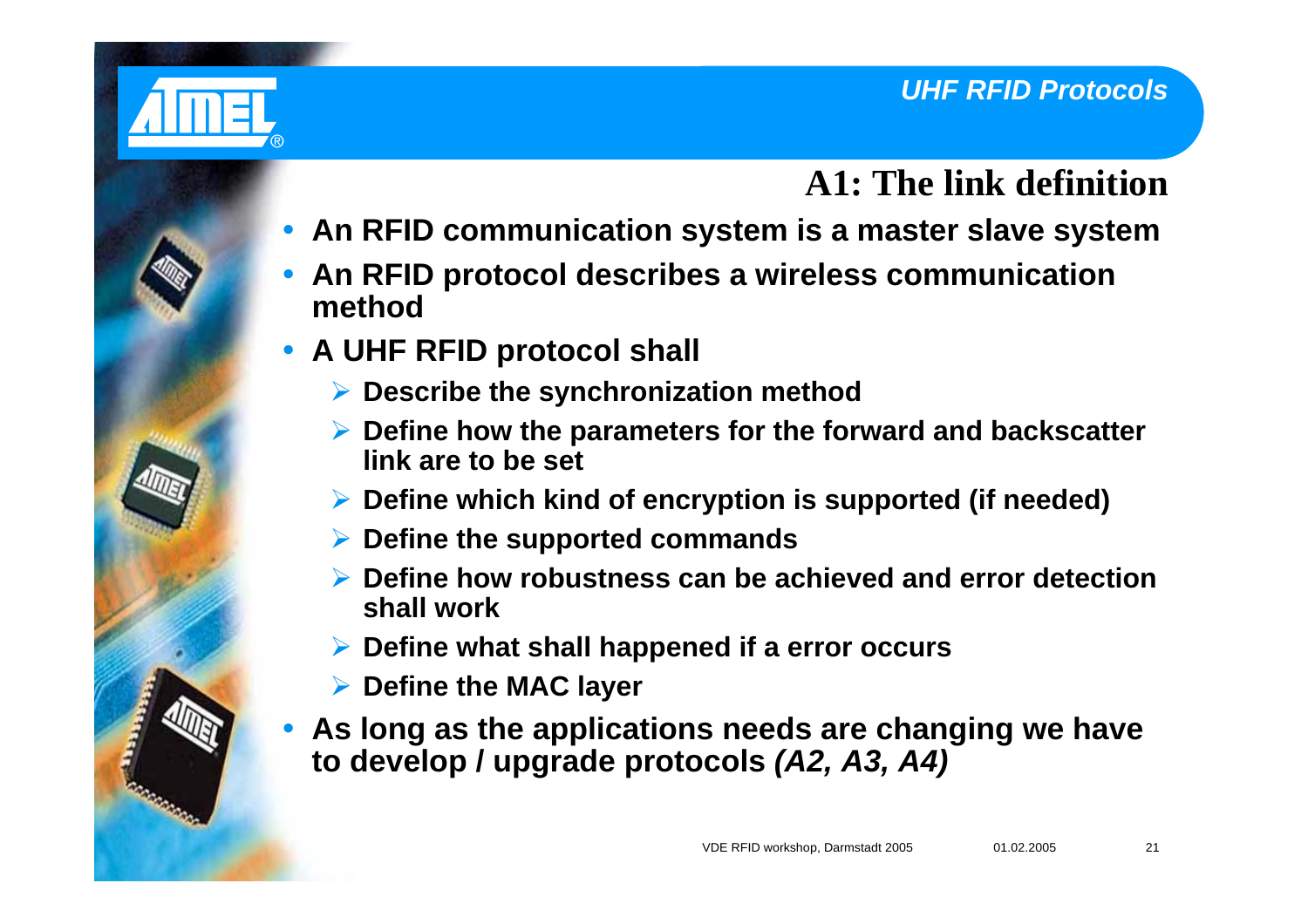## A1: The link definition

- **An RFID communication system is a master slave system**
- **An RFID protocol describes a wireless communication method**
- **A UHF RFID protocol shall**
  - **Describe the synchronization method**
  - **Define how the parameters for the forward and backscatter link are to be set**
  - **Define which kind of encryption is supported (if needed)**
  - **Define the supported commands**
  - **Define how robustness can be achieved and error detection shall work**
  - **Define what shall happened if a error occurs**
  - **Define the MAC layer**
- **As long as the applications needs are changing we have to develop / upgrade protocols *(A2, A3, A4)***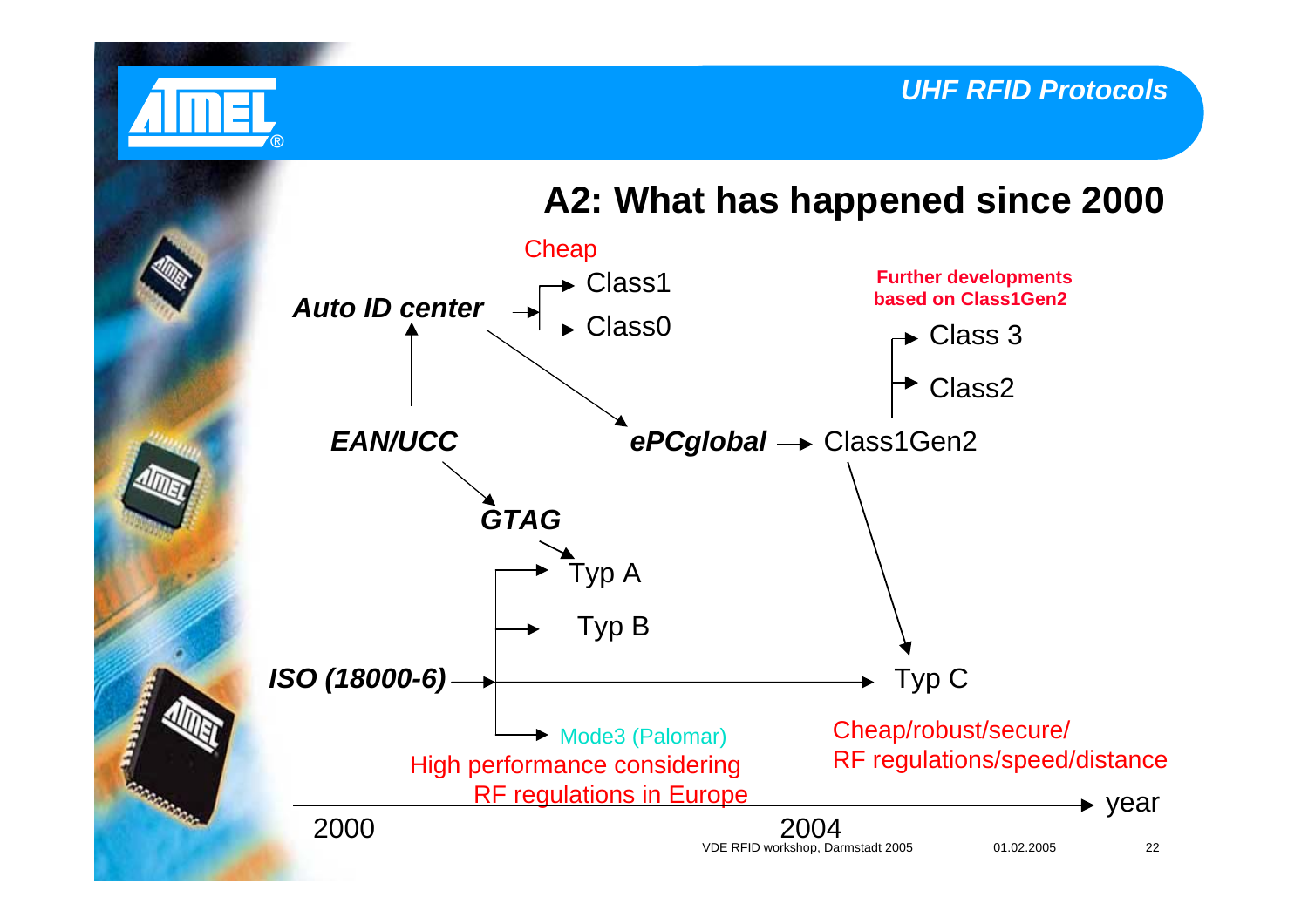## A2: What has happened since 2000

Cheap

*Auto ID center* → Class1, Class0

*EAN/UCC* → *Auto ID center*

*Auto ID center* → *ePCglobal*

*ePCglobal* → Class1Gen2

**Further developments based on Class1Gen2**

Class1Gen2 → Class2, Class 3

*EAN/UCC* → *GTAG*

*GTAG* → Typ A

*ISO (18000-6)* → Typ A, Typ B, Typ C, Mode3 (Palomar)

Class1Gen2 → Typ C

Mode3 (Palomar): High performance considering RF regulations in Europe

Typ C: Cheap/robust/secure/ RF regulations/speed/distance

2000 — 2004 — year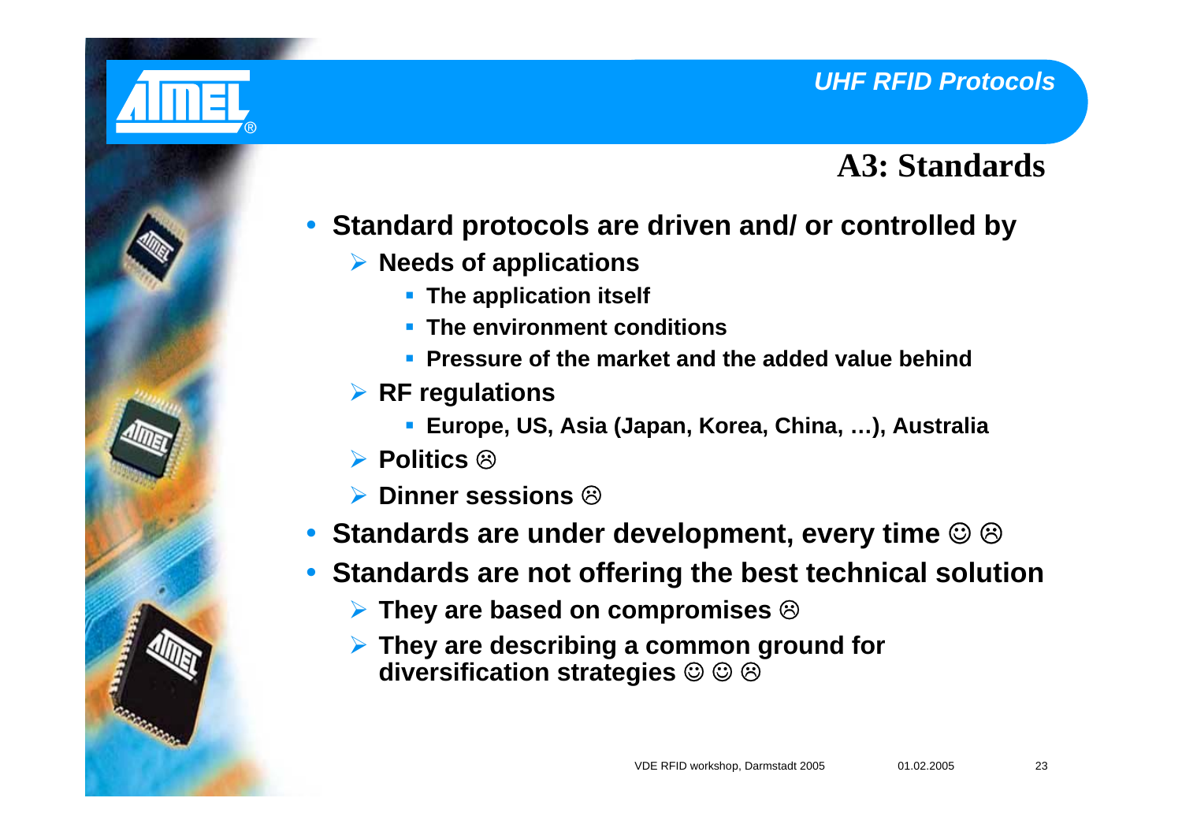## A3: Standards

- **Standard protocols are driven and/ or controlled by**
  - **Needs of applications**
    - **The application itself**
    - **The environment conditions**
    - **Pressure of the market and the added value behind**
  - **RF regulations**
    - **Europe, US, Asia (Japan, Korea, China, …), Australia**
  - **Politics ☹**
  - **Dinner sessions ☹**
- **Standards are under development, every time ☺ ☹**
- **Standards are not offering the best technical solution**
  - **They are based on compromises ☹**
  - **They are describing a common ground for diversification strategies ☺ ☺ ☹**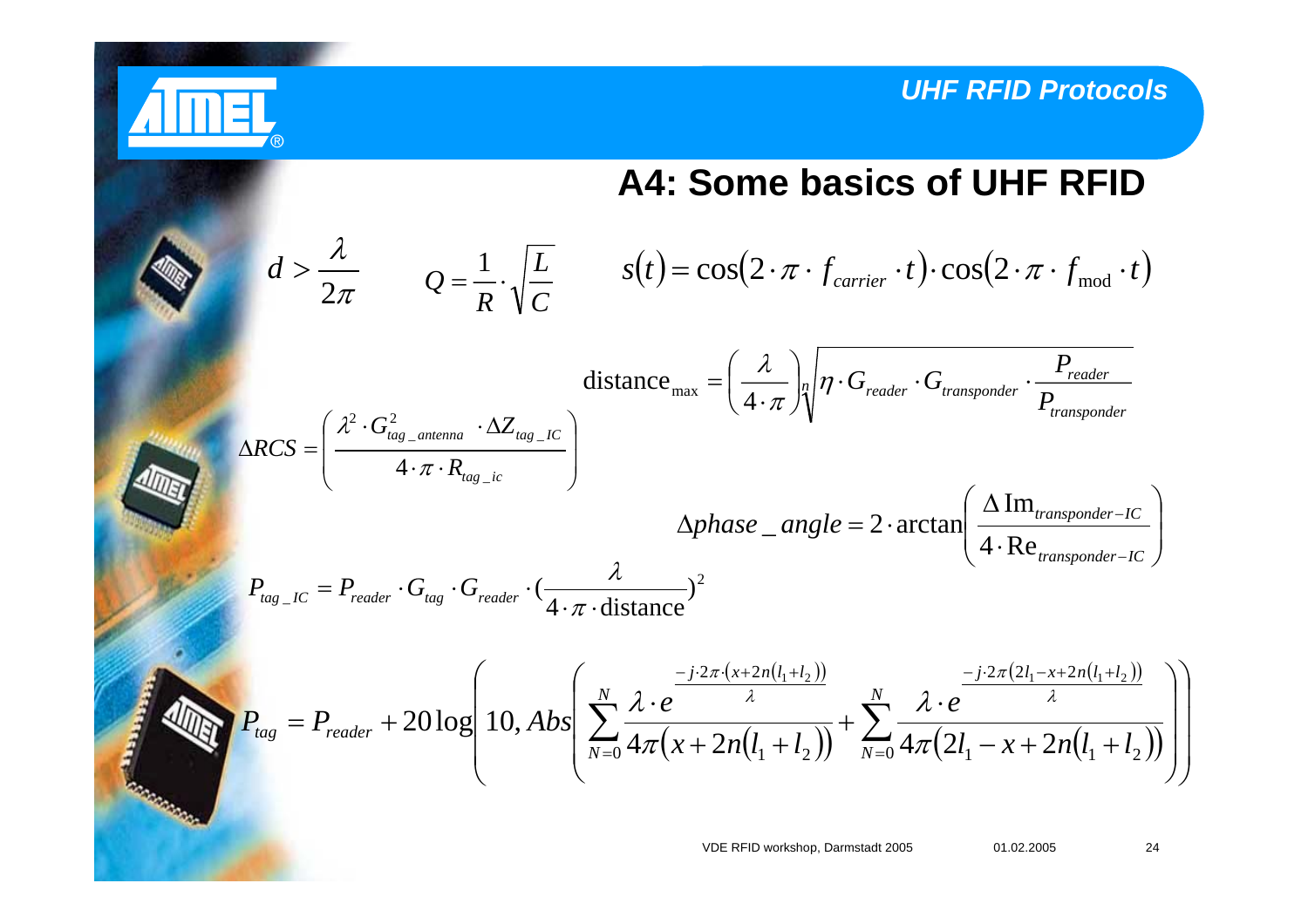## A4: Some basics of UHF RFID

$$d > \frac{\lambda}{2\pi} \qquad Q = \frac{1}{R} \cdot \sqrt{\frac{L}{C}} \qquad s(t) = \cos(2 \cdot \pi \cdot f_{carrier} \cdot t) \cdot \cos(2 \cdot \pi \cdot f_{\text{mod}} \cdot t)$$

$$\text{distance}_{\max} = \left( \frac{\lambda}{4 \cdot \pi} \right) \sqrt[n]{\eta \cdot G_{reader} \cdot G_{transponder} \cdot \frac{P_{reader}}{P_{transponder}}}$$

$$\Delta RCS = \left( \frac{\lambda^2 \cdot G_{tag\_antenna}^2 \cdot \Delta Z_{tag\_IC}}{4 \cdot \pi \cdot R_{tag\_ic}} \right)$$

$$\Delta phase\_angle = 2 \cdot \arctan\left( \frac{\Delta \operatorname{Im}_{transponder-IC}}{4 \cdot \operatorname{Re}_{transponder-IC}} \right)$$

$$P_{tag\_IC} = P_{reader} \cdot G_{tag} \cdot G_{reader} \cdot \left(\frac{\lambda}{4 \cdot \pi \cdot \text{distance}}\right)^2$$

$$P_{tag} = P_{reader} + 20\log\left( 10, Abs\left( \sum_{N=0}^{N} \frac{\lambda \cdot e^{\frac{-j \cdot 2\pi \cdot (x + 2n(l_1 + l_2))}{\lambda}}}{4\pi(x + 2n(l_1 + l_2))} + \sum_{N=0}^{N} \frac{\lambda \cdot e^{\frac{-j \cdot 2\pi (2l_1 - x + 2n(l_1 + l_2))}{\lambda}}}{4\pi(2l_1 - x + 2n(l_1 + l_2))} \right) \right)$$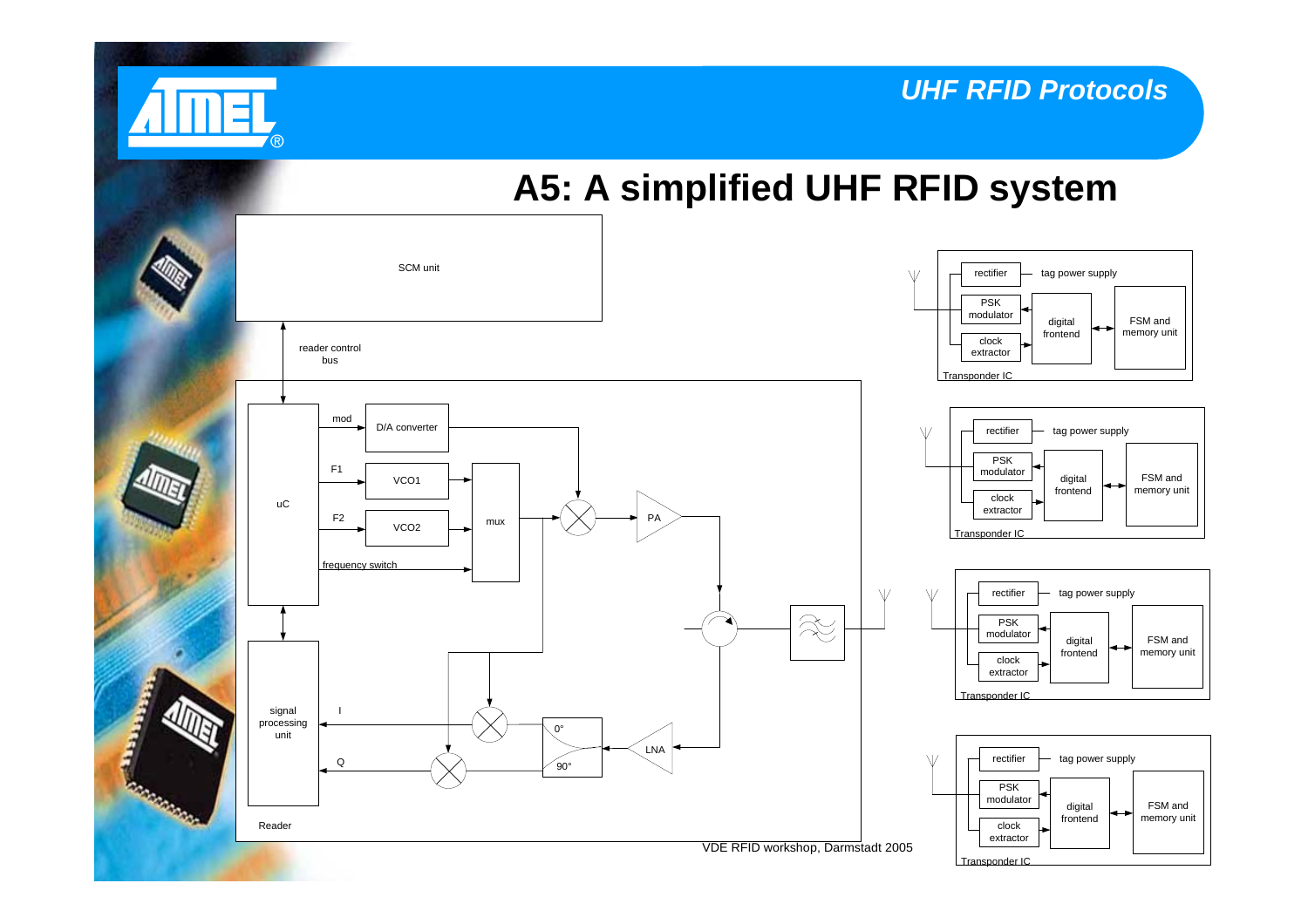# A5: A simplified UHF RFID system

SCM unit

reader control bus

mod — D/A converter

F1 — VCO1

F2 — VCO2

uC — mux — PA

frequency switch

signal processing unit

I — 0°

Q — 90°

LNA

Reader

rectifier — tag power supply

PSK modulator

clock extractor

digital frontend

FSM and memory unit

Transponder IC

rectifier — tag power supply

PSK modulator

clock extractor

digital frontend

FSM and memory unit

Transponder IC

rectifier — tag power supply

PSK modulator

clock extractor

digital frontend

FSM and memory unit

Transponder IC

rectifier — tag power supply

PSK modulator

clock extractor

digital frontend

FSM and memory unit

Transponder IC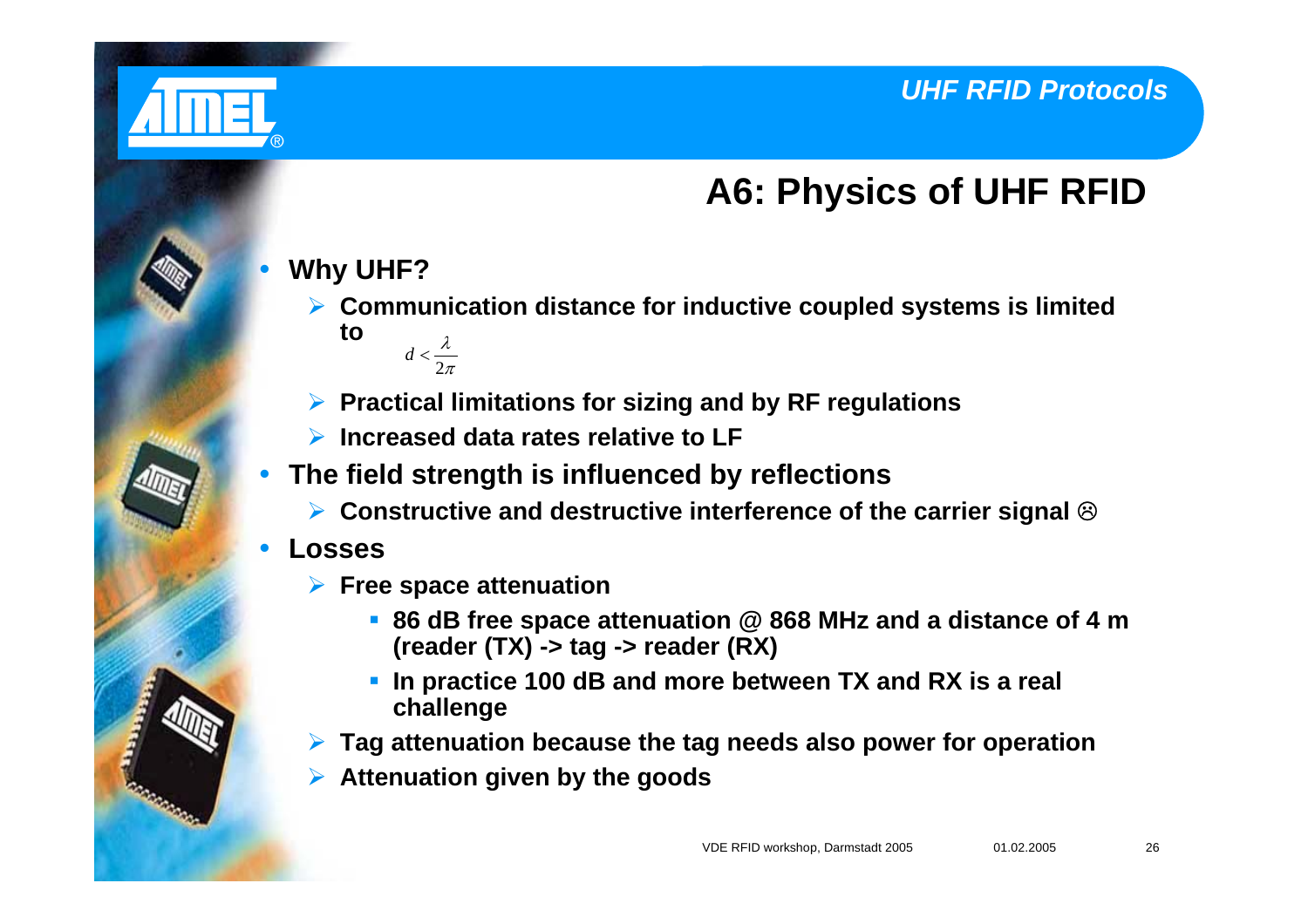## A6: Physics of UHF RFID

- **Why UHF?**
  - **Communication distance for inductive coupled systems is limited to**

    $$d < \frac{\lambda}{2\pi}$$

  - **Practical limitations for sizing and by RF regulations**
  - **Increased data rates relative to LF**
- **The field strength is influenced by reflections**
  - **Constructive and destructive interference of the carrier signal ☹**
- **Losses**
  - **Free space attenuation**
    - **86 dB free space attenuation @ 868 MHz and a distance of 4 m (reader (TX) -> tag -> reader (RX)**
    - **In practice 100 dB and more between TX and RX is a real challenge**
  - **Tag attenuation because the tag needs also power for operation**
  - **Attenuation given by the goods**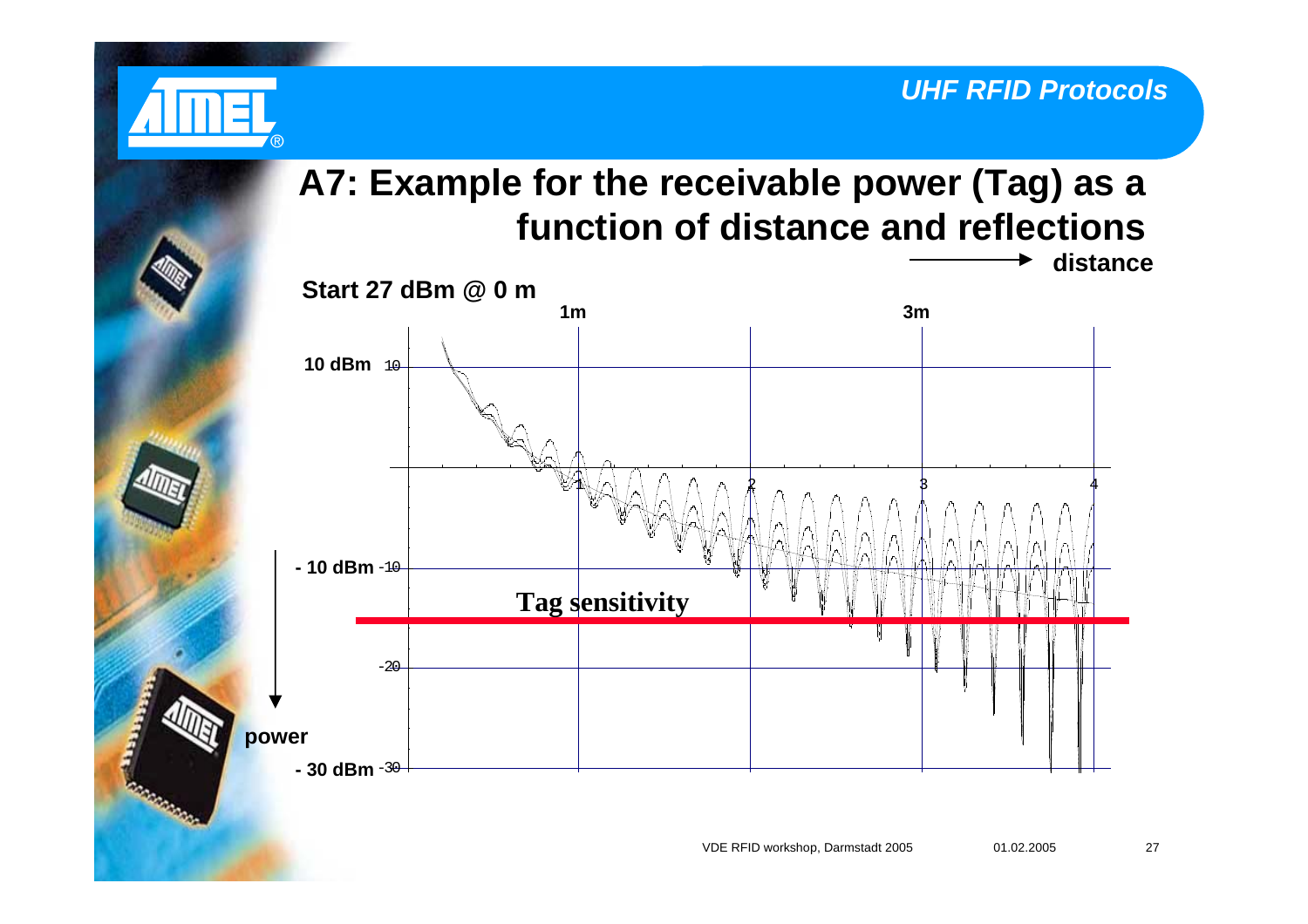## A7: Example for the receivable power (Tag) as a function of distance and reflections

Start 27 dBm @ 0 m

distance →

1m

3m

10 dBm

- 10 dBm

Tag sensitivity

- 30 dBm

power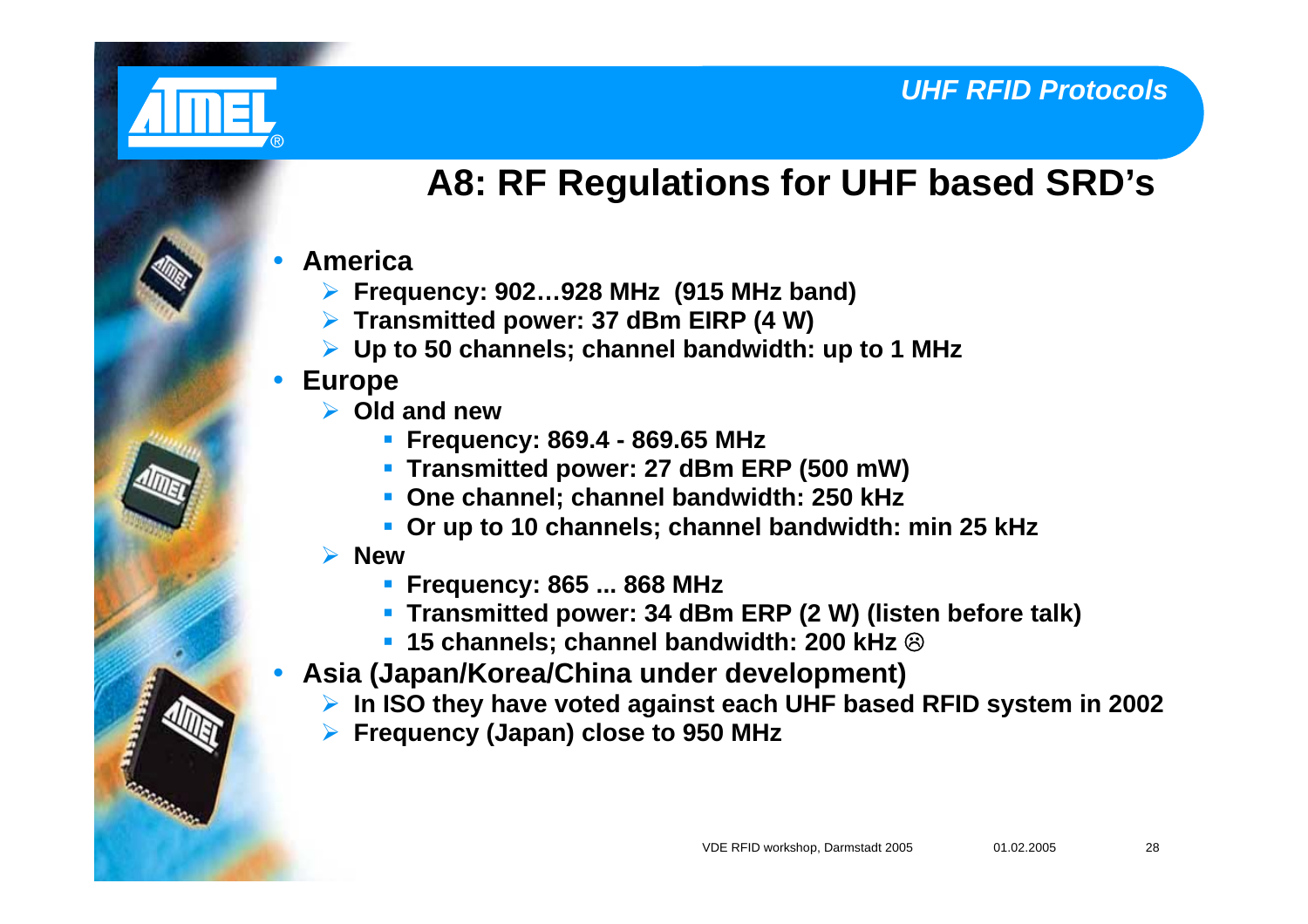## A8: RF Regulations for UHF based SRD's

- **America**
  - **Frequency: 902…928 MHz (915 MHz band)**
  - **Transmitted power: 37 dBm EIRP (4 W)**
  - **Up to 50 channels; channel bandwidth: up to 1 MHz**
- **Europe**
  - **Old and new**
    - **Frequency: 869.4 - 869.65 MHz**
    - **Transmitted power: 27 dBm ERP (500 mW)**
    - **One channel; channel bandwidth: 250 kHz**
    - **Or up to 10 channels; channel bandwidth: min 25 kHz**
  - **New**
    - **Frequency: 865 ... 868 MHz**
    - **Transmitted power: 34 dBm ERP (2 W) (listen before talk)**
    - **15 channels; channel bandwidth: 200 kHz ☹**
- **Asia (Japan/Korea/China under development)**
  - **In ISO they have voted against each UHF based RFID system in 2002**
  - **Frequency (Japan) close to 950 MHz**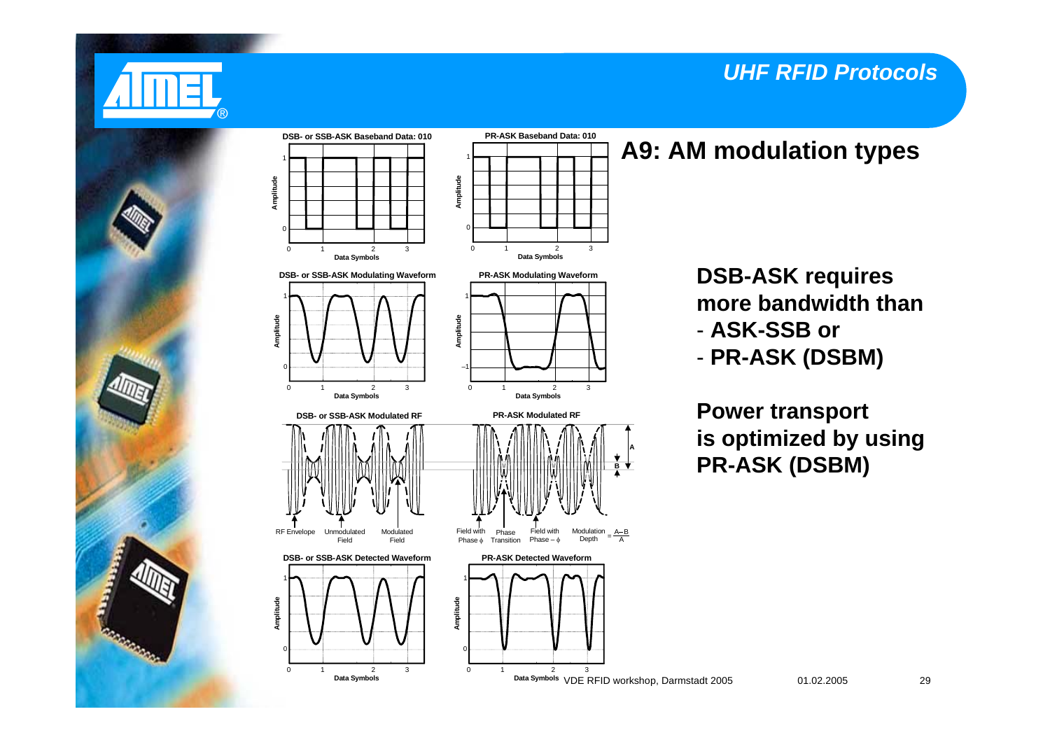# A9: AM modulation types

**DSB-ASK requires more bandwidth than**
- **ASK-SSB or**
- **PR-ASK (DSBM)**

**Power transport is optimized by using PR-ASK (DSBM)**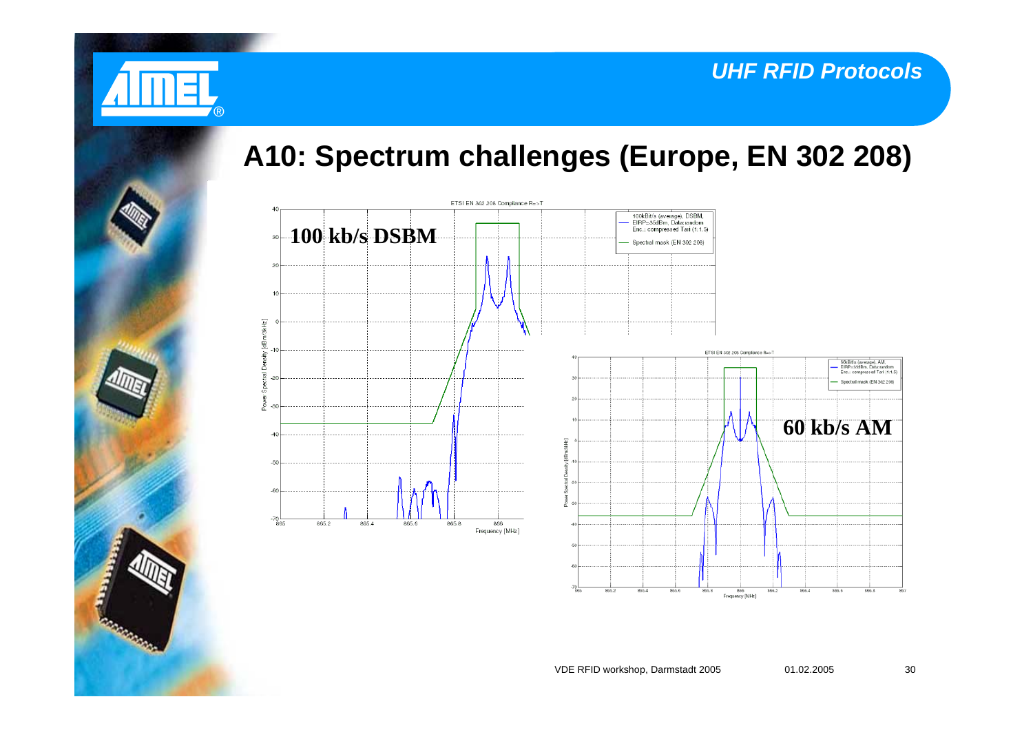## A10: Spectrum challenges (Europe, EN 302 208)

**100 kb/s DSBM**

**60 kb/s AM**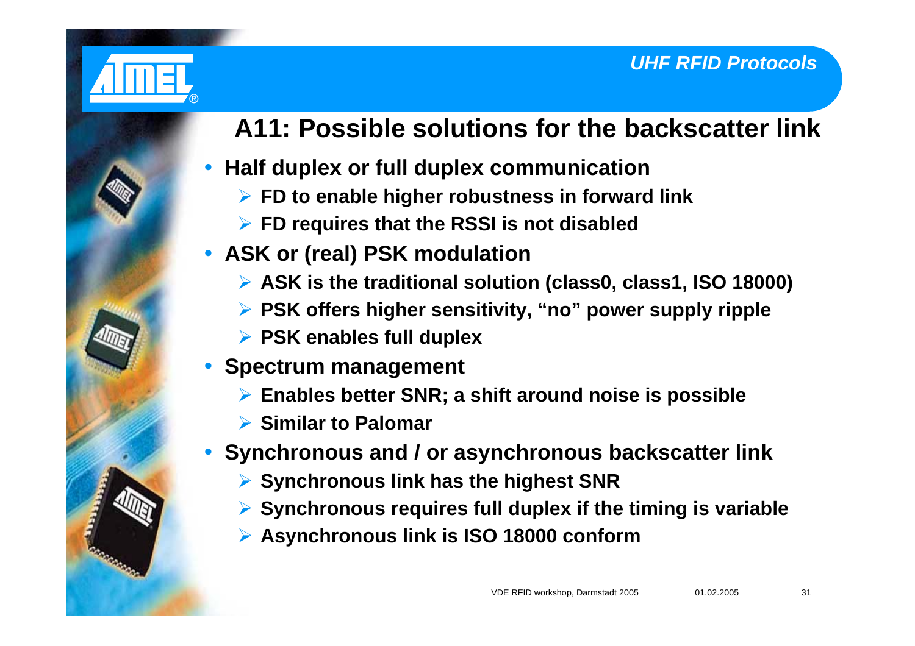## A11: Possible solutions for the backscatter link

- **Half duplex or full duplex communication**
  - **FD to enable higher robustness in forward link**
  - **FD requires that the RSSI is not disabled**
- **ASK or (real) PSK modulation**
  - **ASK is the traditional solution (class0, class1, ISO 18000)**
  - **PSK offers higher sensitivity, "no" power supply ripple**
  - **PSK enables full duplex**
- **Spectrum management**
  - **Enables better SNR; a shift around noise is possible**
  - **Similar to Palomar**
- **Synchronous and / or asynchronous backscatter link**
  - **Synchronous link has the highest SNR**
  - **Synchronous requires full duplex if the timing is variable**
  - **Asynchronous link is ISO 18000 conform**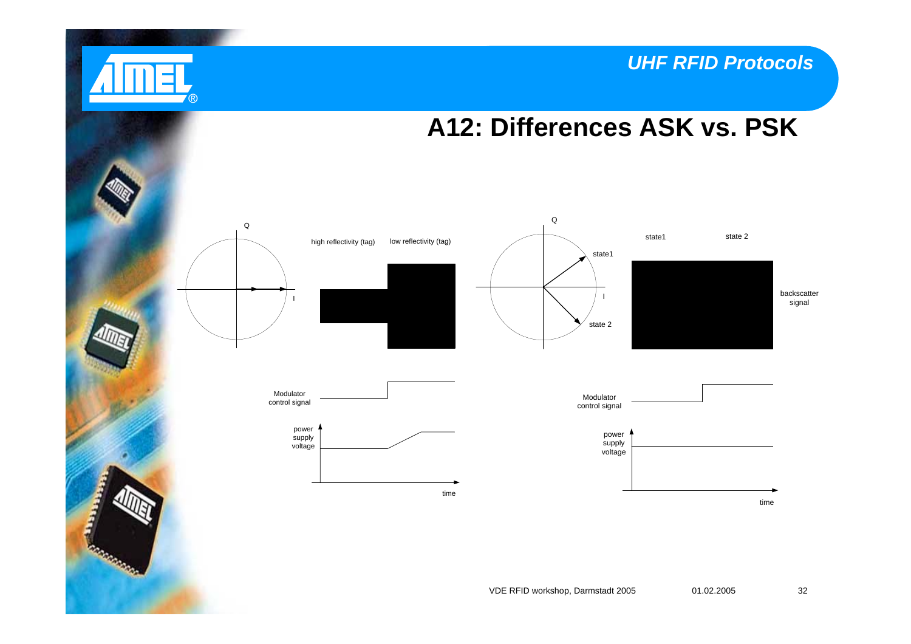# A12: Differences ASK vs. PSK

Q

I

high reflectivity (tag)

low reflectivity (tag)

Modulator control signal

power supply voltage

time

Q

state1

I

state 2

state1

state 2

backscatter signal

Modulator control signal

power supply voltage

time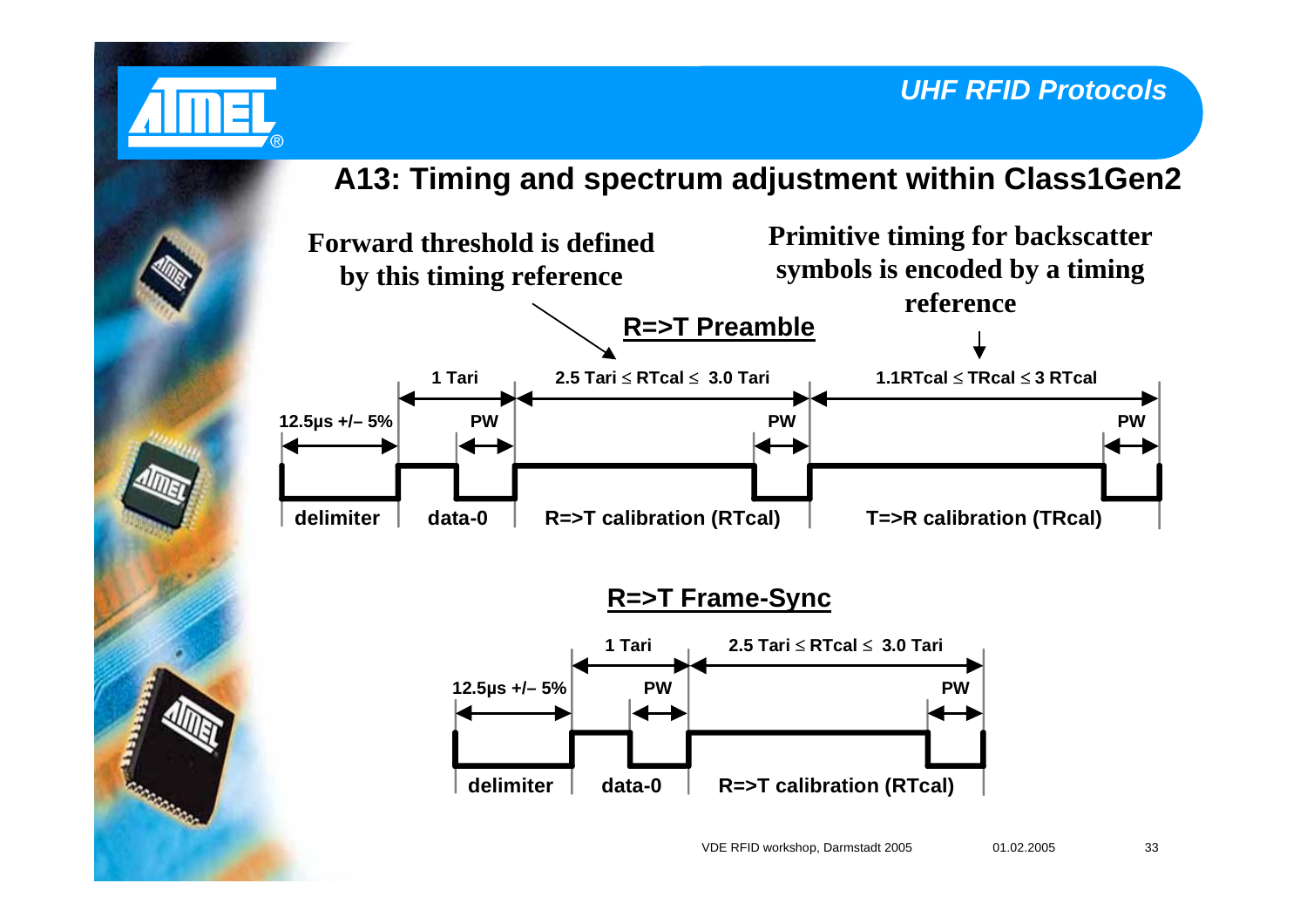## A13: Timing and spectrum adjustment within Class1Gen2

**Forward threshold is defined by this timing reference**

**Primitive timing for backscatter symbols is encoded by a timing reference**

**R=>T Preamble**

- delimiter: 12.5µs +/– 5%
- data-0: 1 Tari, PW
- R=>T calibration (RTcal): 2.5 Tari ≤ RTcal ≤ 3.0 Tari, PW
- T=>R calibration (TRcal): 1.1RTcal ≤ TRcal ≤ 3 RTcal, PW

**R=>T Frame-Sync**

- delimiter: 12.5µs +/– 5%
- data-0: 1 Tari, PW
- R=>T calibration (RTcal): 2.5 Tari ≤ RTcal ≤ 3.0 Tari, PW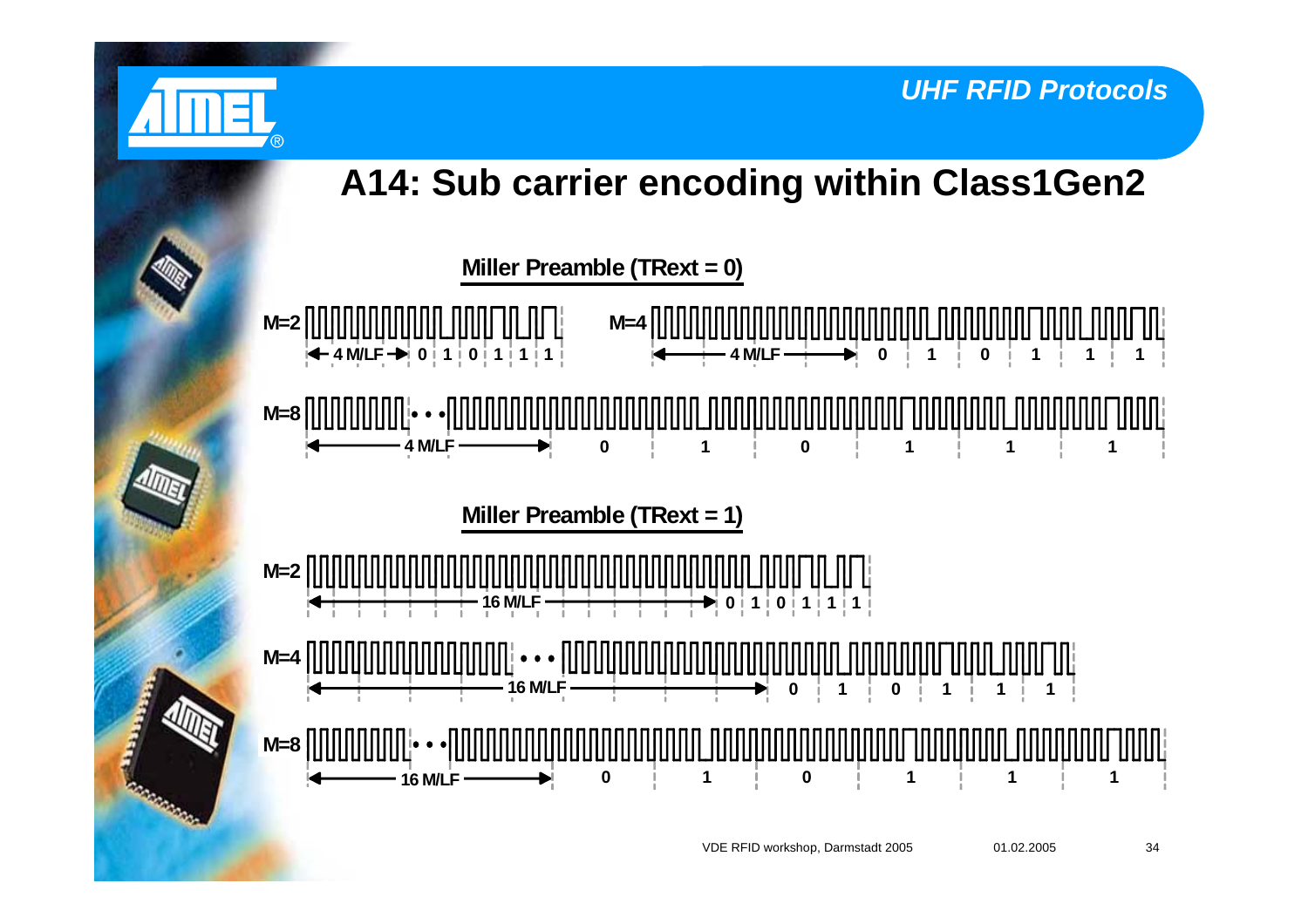## A14: Sub carrier encoding within Class1Gen2

**Miller Preamble (TRext = 0)**

M=2 — 4 M/LF — 0 1 0 1 1 1

M=4 — 4 M/LF — 0 1 0 1 1 1

M=8 — 4 M/LF — 0 1 0 1 1 1

**Miller Preamble (TRext = 1)**

M=2 — 16 M/LF — 0 1 0 1 1 1

M=4 — 16 M/LF — 0 1 0 1 1 1

M=8 — 16 M/LF — 0 1 0 1 1 1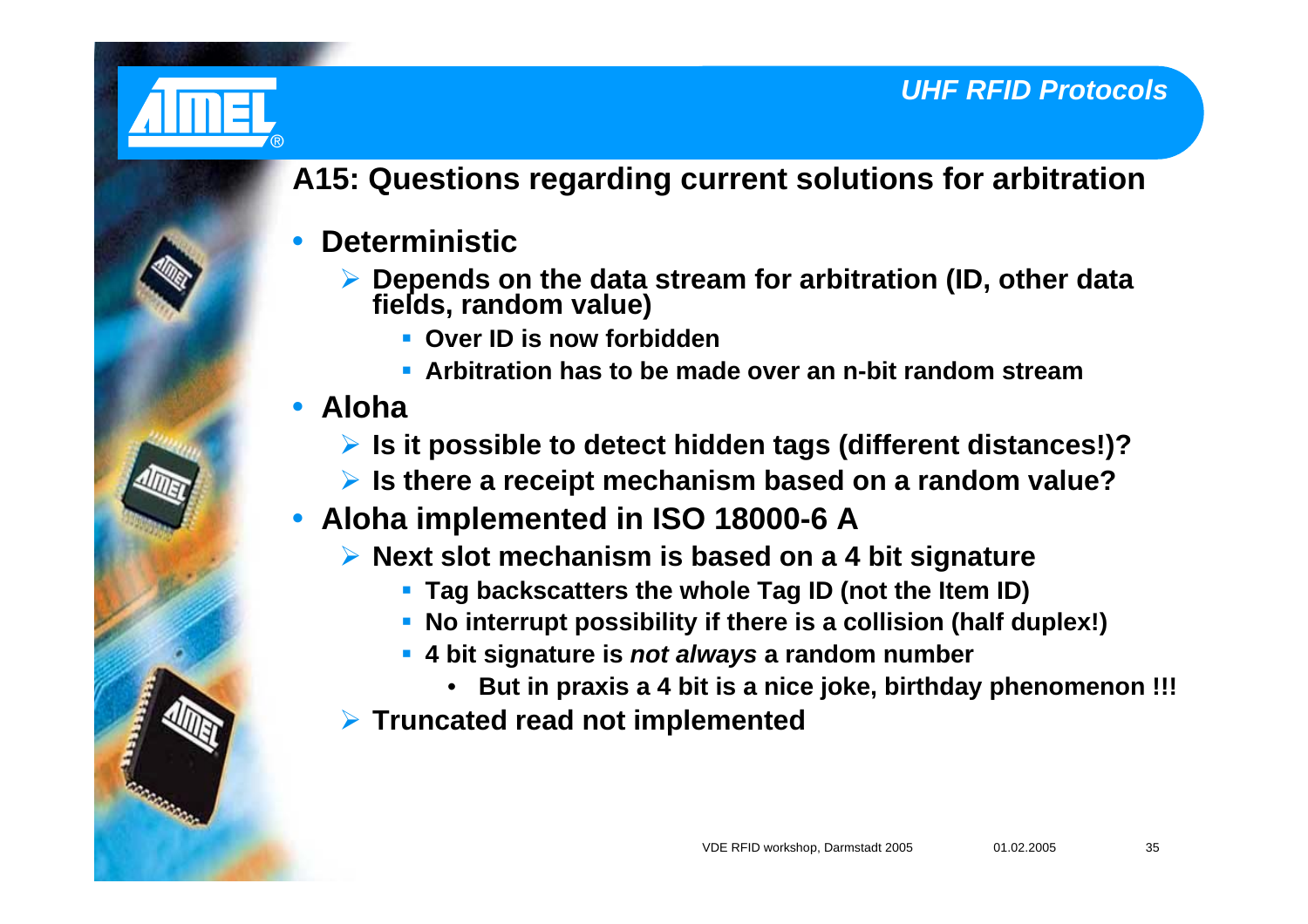## A15: Questions regarding current solutions for arbitration

- **Deterministic**
  - **Depends on the data stream for arbitration (ID, other data fields, random value)**
    - **Over ID is now forbidden**
    - **Arbitration has to be made over an n-bit random stream**
- **Aloha**
  - **Is it possible to detect hidden tags (different distances!)?**
  - **Is there a receipt mechanism based on a random value?**
- **Aloha implemented in ISO 18000-6 A**
  - **Next slot mechanism is based on a 4 bit signature**
    - **Tag backscatters the whole Tag ID (not the Item ID)**
    - **No interrupt possibility if there is a collision (half duplex!)**
    - **4 bit signature is *not always* a random number**
      - **But in praxis a 4 bit is a nice joke, birthday phenomenon !!!**
  - **Truncated read not implemented**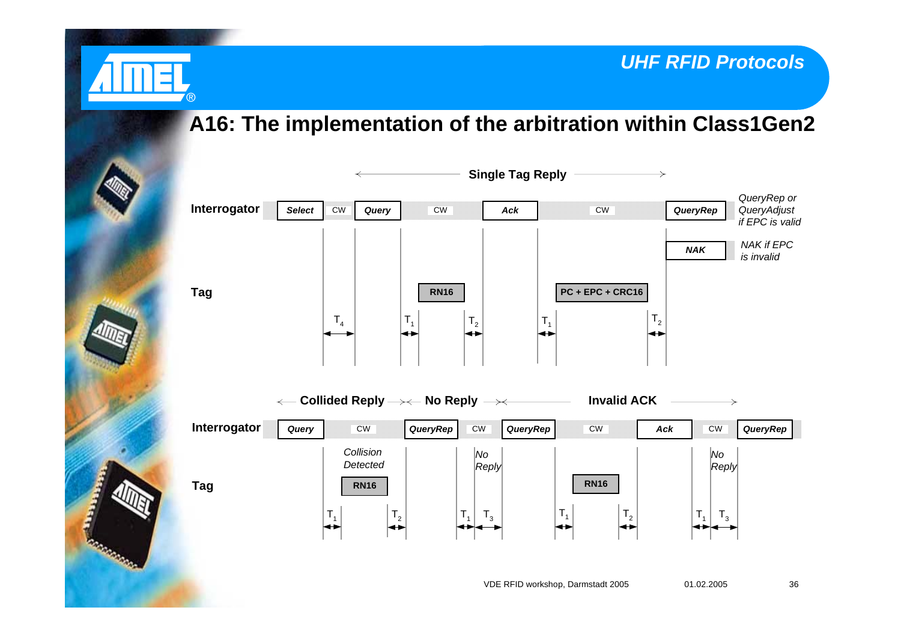## A16: The implementation of the arbitration within Class1Gen2

Single Tag Reply

Interrogator

Select

CW

Query

CW

Ack

CW

QueryRep

*QueryRep or QueryAdjust if EPC is valid*

NAK

*NAK if EPC is invalid*

Tag

RN16

PC + EPC + CRC16

$T_4$ $T_1$ $T_2$ $T_1$ $T_2$

Collided Reply

No Reply

Invalid ACK

Interrogator

Query

CW

QueryRep

CW

QueryRep

CW

Ack

CW

QueryRep

*Collision Detected*

*No Reply*

*No Reply*

Tag

RN16

RN16

$T_1$ $T_2$ $T_1$ $T_3$ $T_1$ $T_2$ $T_1$ $T_3$